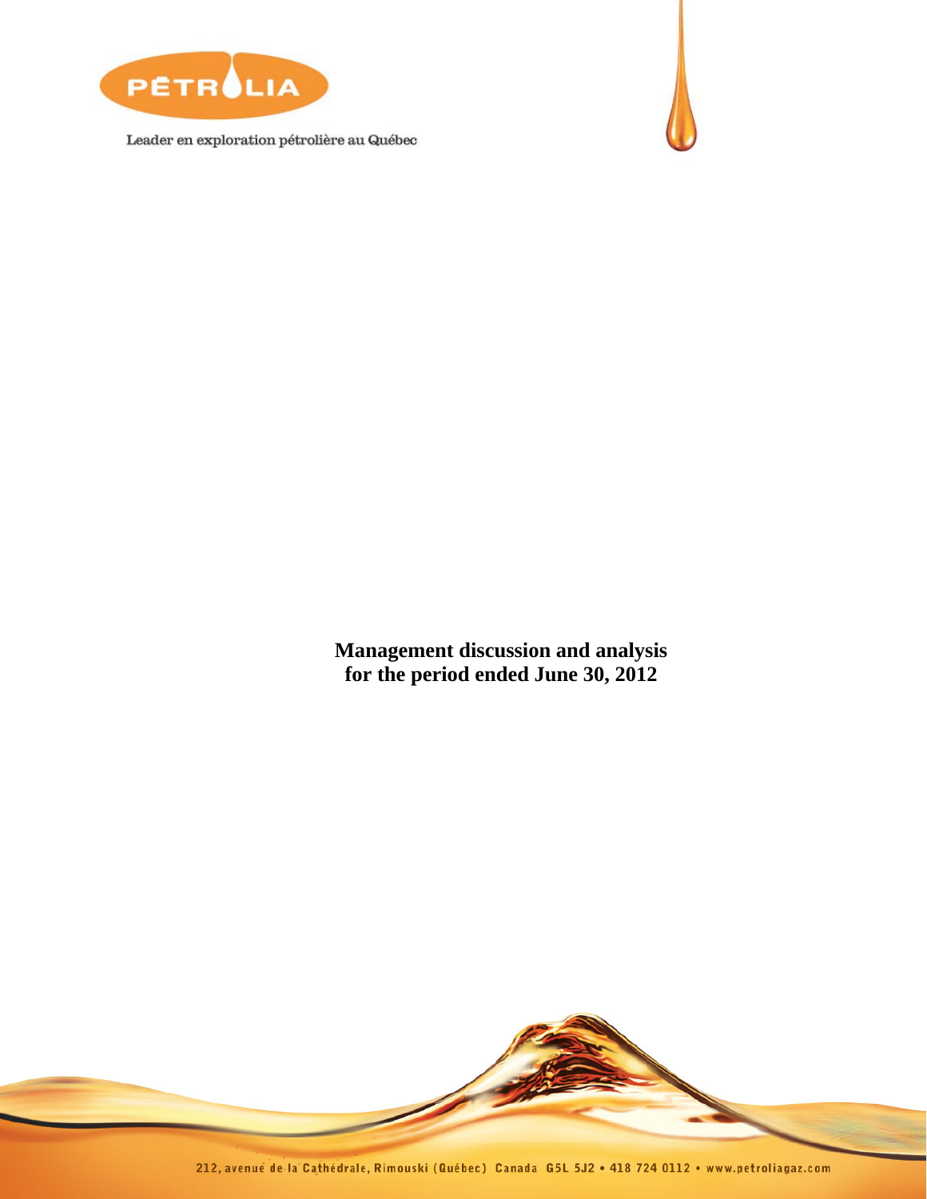PÉTROLIA

Leader en exploration pétrolière au Québec

**Management discussion and analysis**
**for the period ended June 30, 2012**

212, avenue de la Cathédrale, Rimouski (Québec) Canada G5L 5J2 • 418 724 0112 • www.petroliagaz.com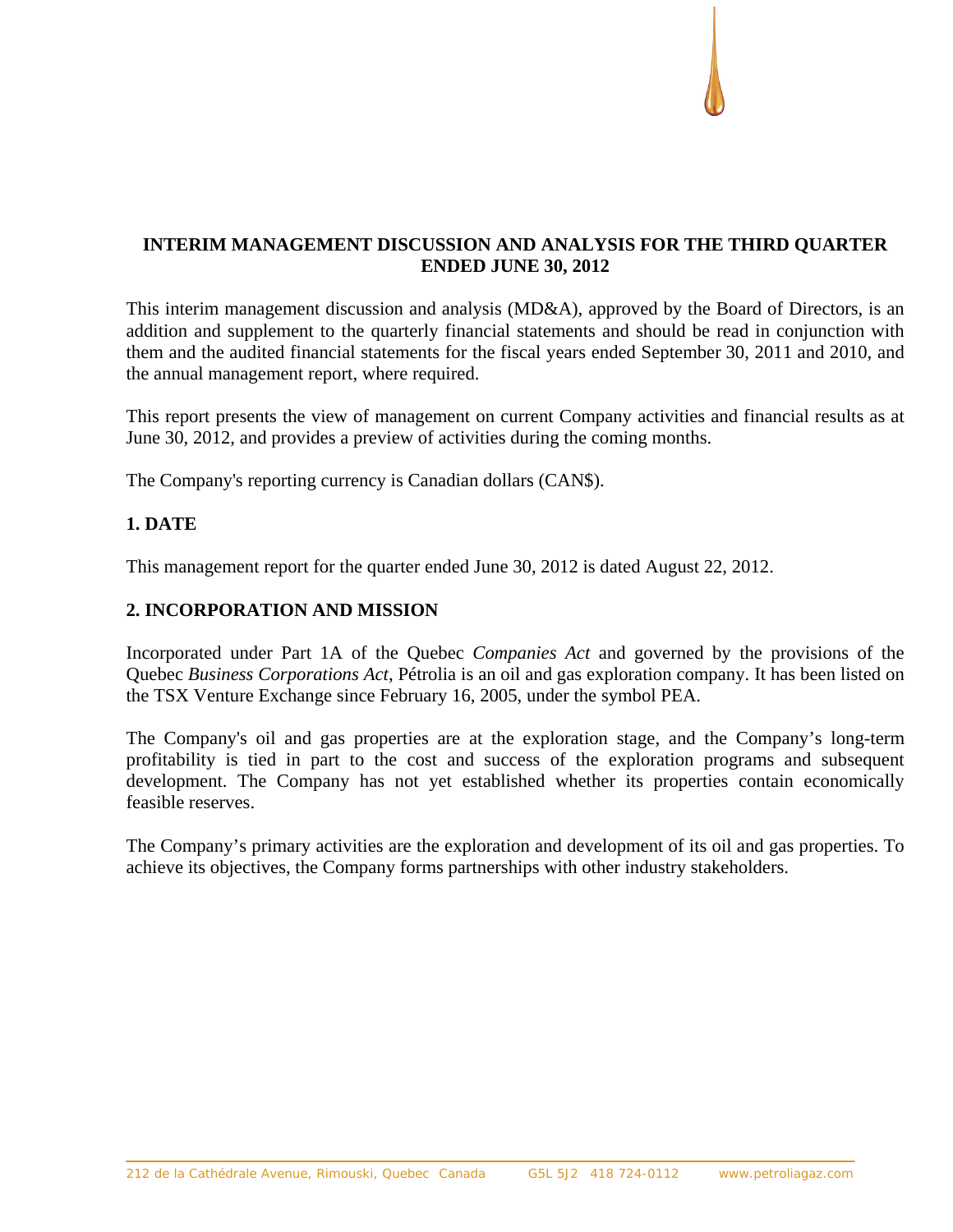**INTERIM MANAGEMENT DISCUSSION AND ANALYSIS FOR THE THIRD QUARTER ENDED JUNE 30, 2012**

This interim management discussion and analysis (MD&A), approved by the Board of Directors, is an addition and supplement to the quarterly financial statements and should be read in conjunction with them and the audited financial statements for the fiscal years ended September 30, 2011 and 2010, and the annual management report, where required.

This report presents the view of management on current Company activities and financial results as at June 30, 2012, and provides a preview of activities during the coming months.

The Company's reporting currency is Canadian dollars (CAN$).

## 1. DATE

This management report for the quarter ended June 30, 2012 is dated August 22, 2012.

## 2. INCORPORATION AND MISSION

Incorporated under Part 1A of the Quebec *Companies Act* and governed by the provisions of the Quebec *Business Corporations Act*, Pétrolia is an oil and gas exploration company. It has been listed on the TSX Venture Exchange since February 16, 2005, under the symbol PEA.

The Company's oil and gas properties are at the exploration stage, and the Company's long-term profitability is tied in part to the cost and success of the exploration programs and subsequent development. The Company has not yet established whether its properties contain economically feasible reserves.

The Company's primary activities are the exploration and development of its oil and gas properties. To achieve its objectives, the Company forms partnerships with other industry stakeholders.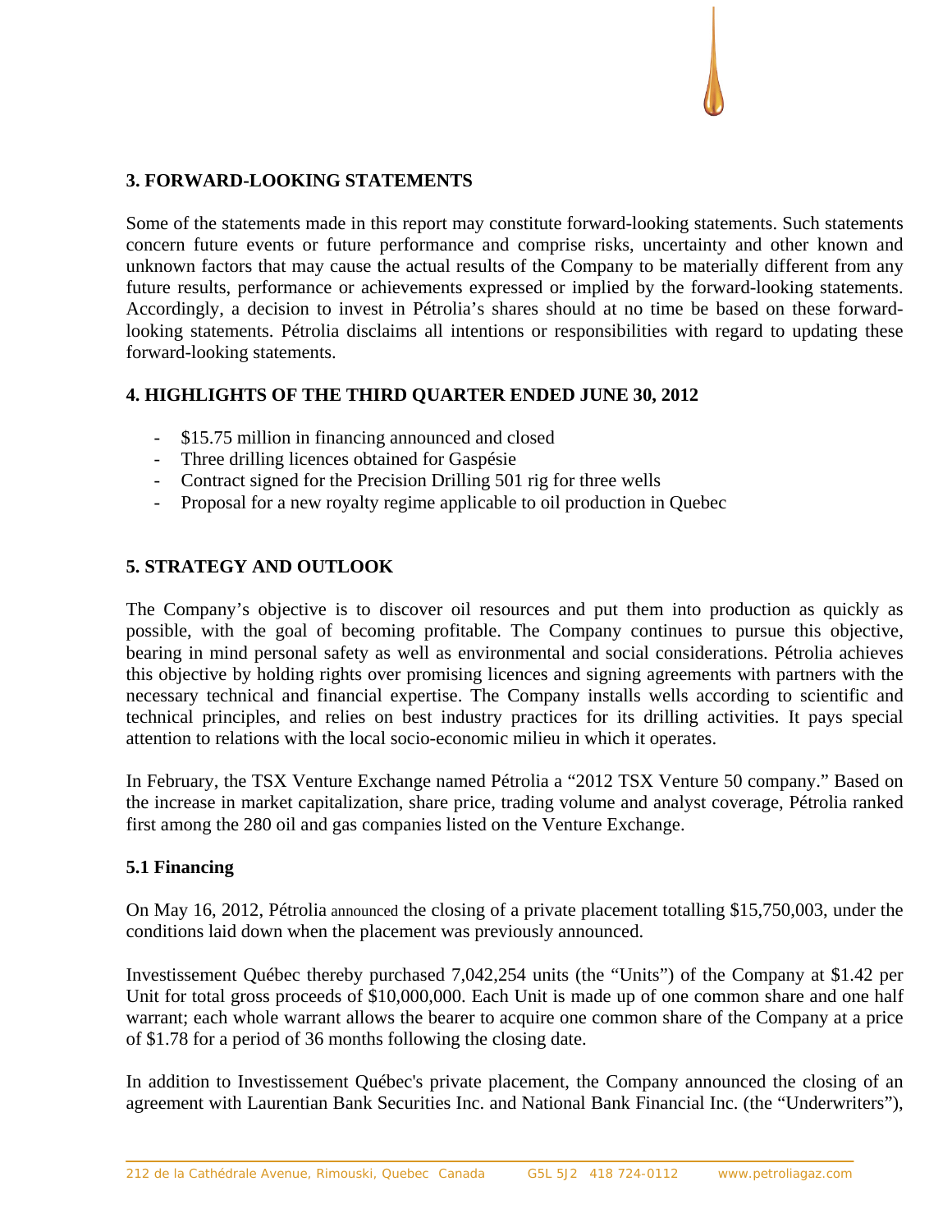## 3. FORWARD-LOOKING STATEMENTS

Some of the statements made in this report may constitute forward-looking statements. Such statements concern future events or future performance and comprise risks, uncertainty and other known and unknown factors that may cause the actual results of the Company to be materially different from any future results, performance or achievements expressed or implied by the forward-looking statements. Accordingly, a decision to invest in Pétrolia's shares should at no time be based on these forward-looking statements. Pétrolia disclaims all intentions or responsibilities with regard to updating these forward-looking statements.

## 4. HIGHLIGHTS OF THE THIRD QUARTER ENDED JUNE 30, 2012

- $15.75 million in financing announced and closed
- Three drilling licences obtained for Gaspésie
- Contract signed for the Precision Drilling 501 rig for three wells
- Proposal for a new royalty regime applicable to oil production in Quebec

## 5. STRATEGY AND OUTLOOK

The Company's objective is to discover oil resources and put them into production as quickly as possible, with the goal of becoming profitable. The Company continues to pursue this objective, bearing in mind personal safety as well as environmental and social considerations. Pétrolia achieves this objective by holding rights over promising licences and signing agreements with partners with the necessary technical and financial expertise. The Company installs wells according to scientific and technical principles, and relies on best industry practices for its drilling activities. It pays special attention to relations with the local socio-economic milieu in which it operates.

In February, the TSX Venture Exchange named Pétrolia a "2012 TSX Venture 50 company." Based on the increase in market capitalization, share price, trading volume and analyst coverage, Pétrolia ranked first among the 280 oil and gas companies listed on the Venture Exchange.

### 5.1 Financing

On May 16, 2012, Pétrolia announced the closing of a private placement totalling $15,750,003, under the conditions laid down when the placement was previously announced.

Investissement Québec thereby purchased 7,042,254 units (the "Units") of the Company at $1.42 per Unit for total gross proceeds of $10,000,000. Each Unit is made up of one common share and one half warrant; each whole warrant allows the bearer to acquire one common share of the Company at a price of $1.78 for a period of 36 months following the closing date.

In addition to Investissement Québec's private placement, the Company announced the closing of an agreement with Laurentian Bank Securities Inc. and National Bank Financial Inc. (the "Underwriters"),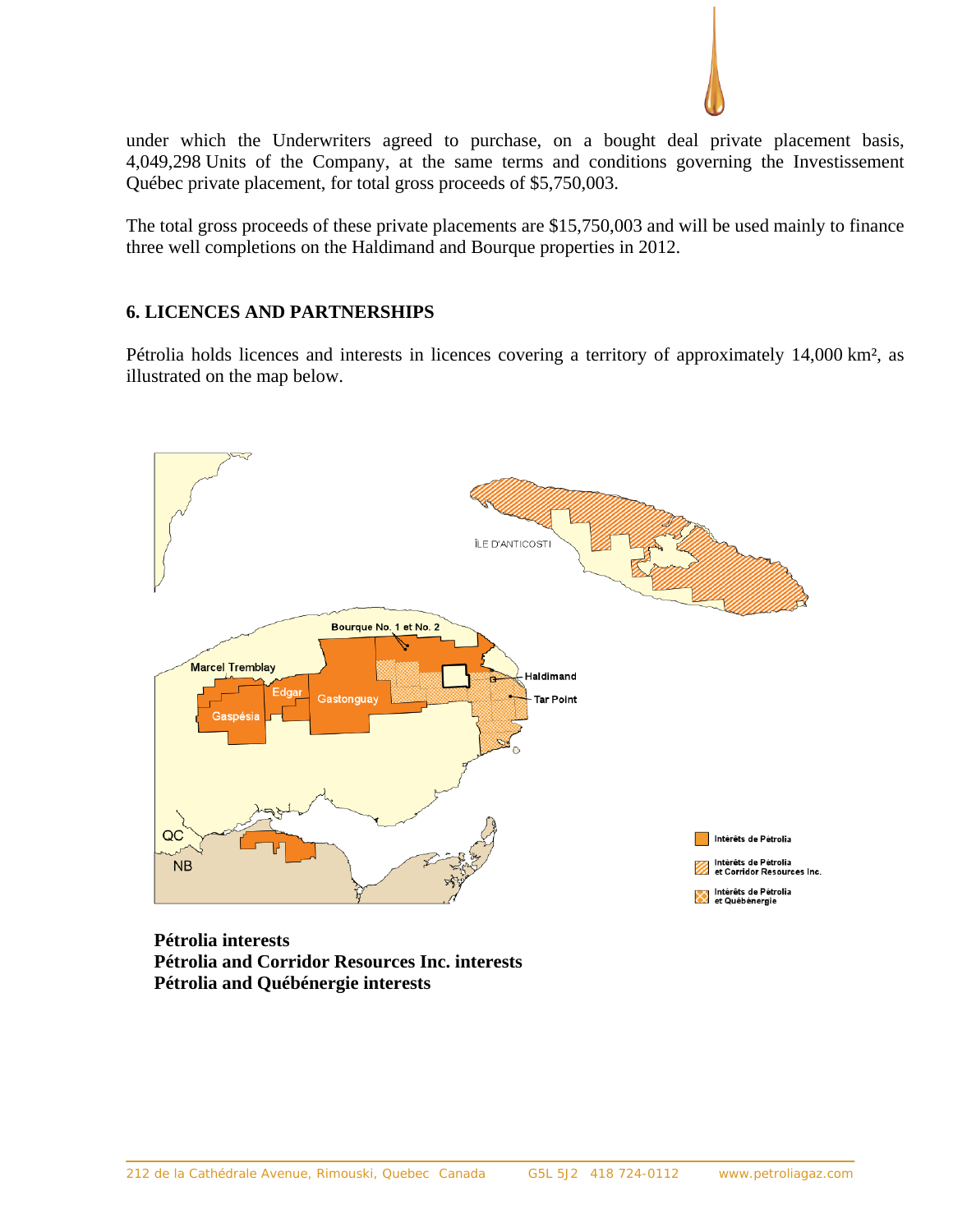under which the Underwriters agreed to purchase, on a bought deal private placement basis, 4,049,298 Units of the Company, at the same terms and conditions governing the Investissement Québec private placement, for total gross proceeds of $5,750,003.

The total gross proceeds of these private placements are $15,750,003 and will be used mainly to finance three well completions on the Haldimand and Bourque properties in 2012.

## 6. LICENCES AND PARTNERSHIPS

Pétrolia holds licences and interests in licences covering a territory of approximately 14,000 km², as illustrated on the map below.

**Pétrolia interests**
**Pétrolia and Corridor Resources Inc. interests**
**Pétrolia and Québénergie interests**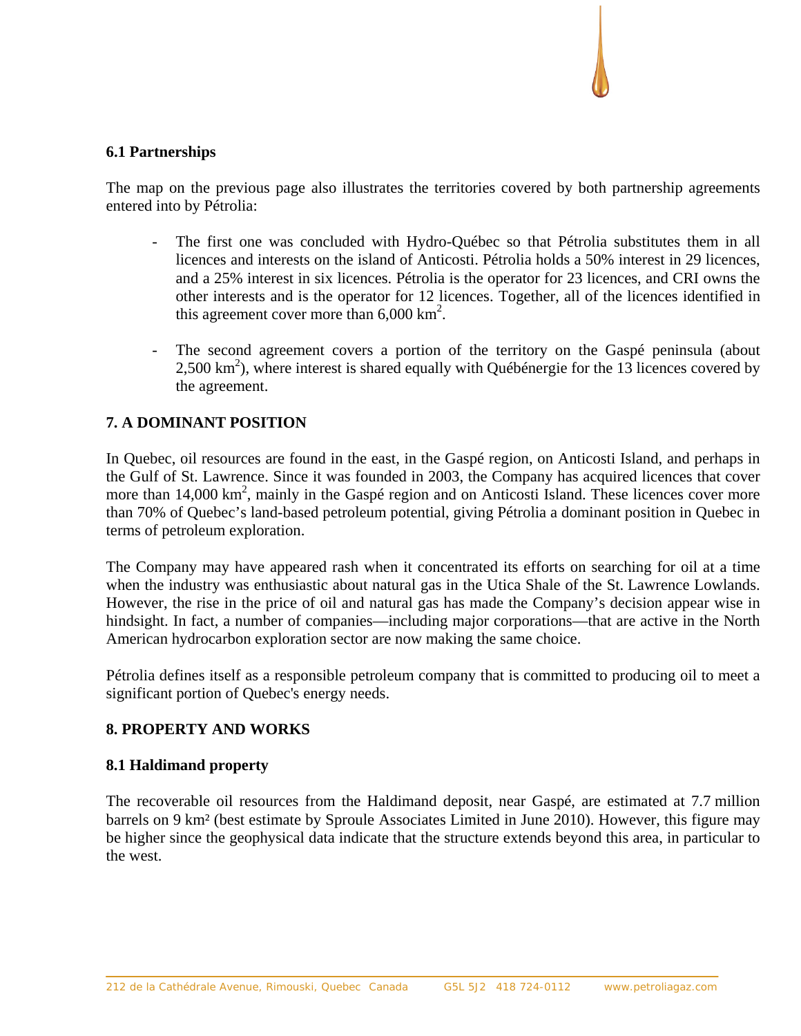### 6.1 Partnerships

The map on the previous page also illustrates the territories covered by both partnership agreements entered into by Pétrolia:

- The first one was concluded with Hydro-Québec so that Pétrolia substitutes them in all licences and interests on the island of Anticosti. Pétrolia holds a 50% interest in 29 licences, and a 25% interest in six licences. Pétrolia is the operator for 23 licences, and CRI owns the other interests and is the operator for 12 licences. Together, all of the licences identified in this agreement cover more than 6,000 $km^2$.
- The second agreement covers a portion of the territory on the Gaspé peninsula (about 2,500 $km^2$), where interest is shared equally with Québénergie for the 13 licences covered by the agreement.

## 7. A DOMINANT POSITION

In Quebec, oil resources are found in the east, in the Gaspé region, on Anticosti Island, and perhaps in the Gulf of St. Lawrence. Since it was founded in 2003, the Company has acquired licences that cover more than 14,000 $km^2$, mainly in the Gaspé region and on Anticosti Island. These licences cover more than 70% of Quebec's land-based petroleum potential, giving Pétrolia a dominant position in Quebec in terms of petroleum exploration.

The Company may have appeared rash when it concentrated its efforts on searching for oil at a time when the industry was enthusiastic about natural gas in the Utica Shale of the St. Lawrence Lowlands. However, the rise in the price of oil and natural gas has made the Company's decision appear wise in hindsight. In fact, a number of companies—including major corporations—that are active in the North American hydrocarbon exploration sector are now making the same choice.

Pétrolia defines itself as a responsible petroleum company that is committed to producing oil to meet a significant portion of Quebec's energy needs.

## 8. PROPERTY AND WORKS

### 8.1 Haldimand property

The recoverable oil resources from the Haldimand deposit, near Gaspé, are estimated at 7.7 million barrels on 9 $km^2$ (best estimate by Sproule Associates Limited in June 2010). However, this figure may be higher since the geophysical data indicate that the structure extends beyond this area, in particular to the west.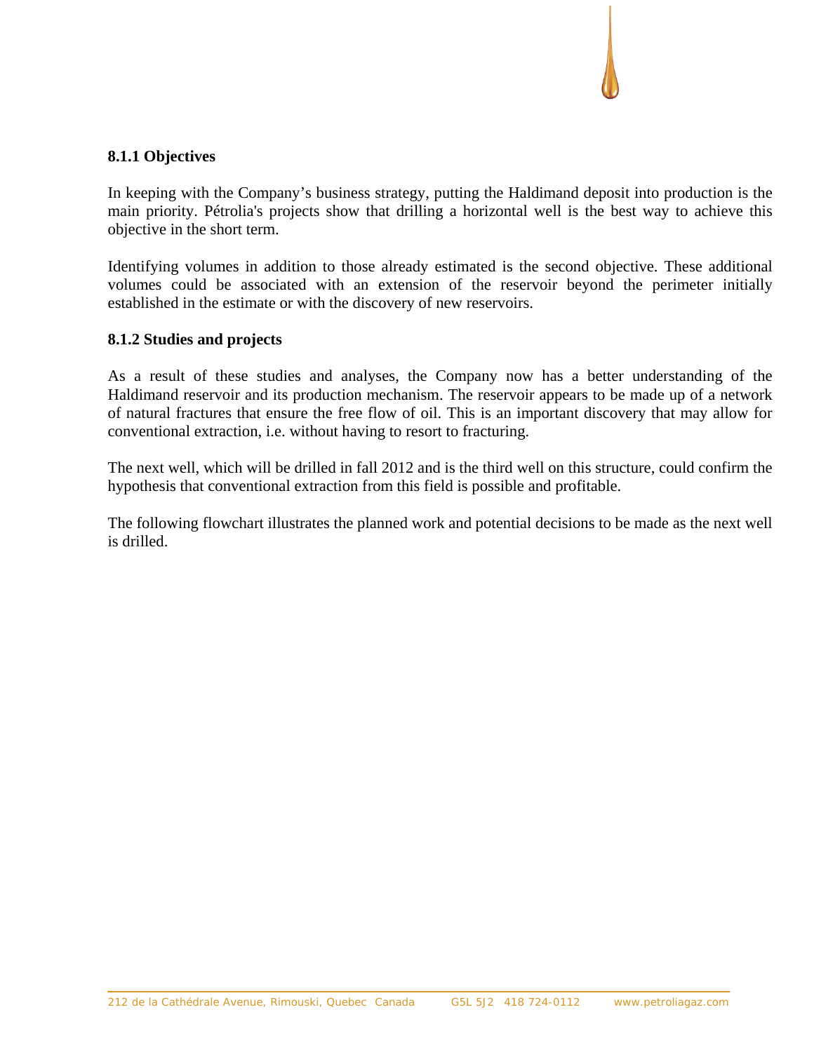### 8.1.1 Objectives

In keeping with the Company's business strategy, putting the Haldimand deposit into production is the main priority. Pétrolia's projects show that drilling a horizontal well is the best way to achieve this objective in the short term.

Identifying volumes in addition to those already estimated is the second objective. These additional volumes could be associated with an extension of the reservoir beyond the perimeter initially established in the estimate or with the discovery of new reservoirs.

### 8.1.2 Studies and projects

As a result of these studies and analyses, the Company now has a better understanding of the Haldimand reservoir and its production mechanism. The reservoir appears to be made up of a network of natural fractures that ensure the free flow of oil. This is an important discovery that may allow for conventional extraction, i.e. without having to resort to fracturing.

The next well, which will be drilled in fall 2012 and is the third well on this structure, could confirm the hypothesis that conventional extraction from this field is possible and profitable.

The following flowchart illustrates the planned work and potential decisions to be made as the next well is drilled.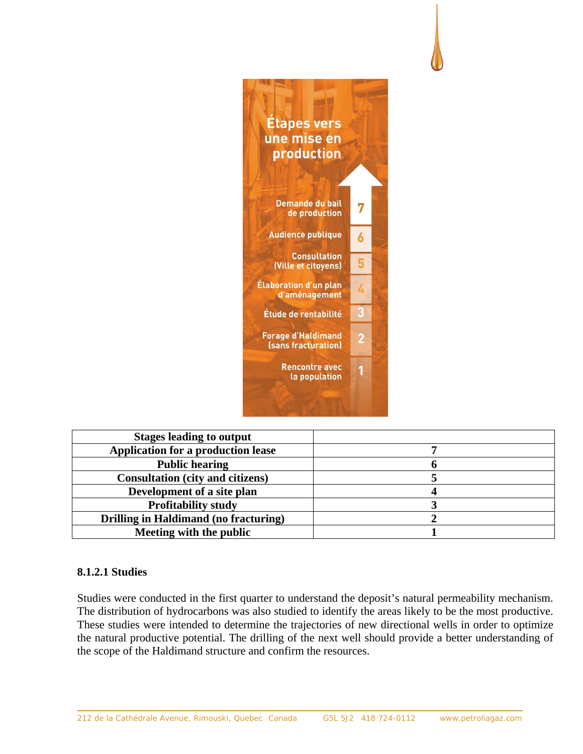Étapes vers une mise en production

7 Demande du bail de production

6 Audience publique

5 Consultation (Ville et citoyens)

4 Élaboration d'un plan d'aménagement

3 Étude de rentabilité

2 Forage d'Haldimand (sans fracturation)

1 Rencontre avec la population

| Stages leading to output | |
|---|---|
| Application for a production lease | 7 |
| Public hearing | 6 |
| Consultation (city and citizens) | 5 |
| Development of a site plan | 4 |
| Profitability study | 3 |
| Drilling in Haldimand (no fracturing) | 2 |
| Meeting with the public | 1 |

#### 8.1.2.1 Studies

Studies were conducted in the first quarter to understand the deposit's natural permeability mechanism. The distribution of hydrocarbons was also studied to identify the areas likely to be the most productive. These studies were intended to determine the trajectories of new directional wells in order to optimize the natural productive potential. The drilling of the next well should provide a better understanding of the scope of the Haldimand structure and confirm the resources.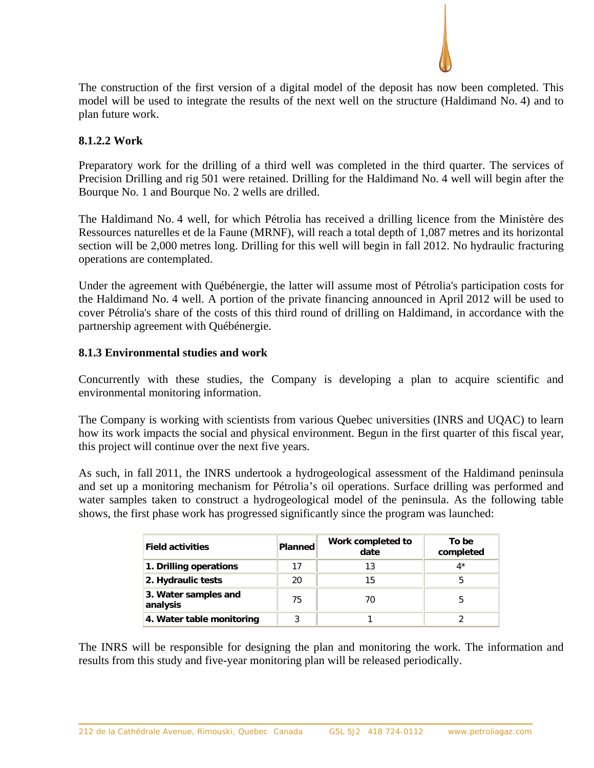The construction of the first version of a digital model of the deposit has now been completed. This model will be used to integrate the results of the next well on the structure (Haldimand No. 4) and to plan future work.

### 8.1.2.2 Work

Preparatory work for the drilling of a third well was completed in the third quarter. The services of Precision Drilling and rig 501 were retained. Drilling for the Haldimand No. 4 well will begin after the Bourque No. 1 and Bourque No. 2 wells are drilled.

The Haldimand No. 4 well, for which Pétrolia has received a drilling licence from the Ministère des Ressources naturelles et de la Faune (MRNF), will reach a total depth of 1,087 metres and its horizontal section will be 2,000 metres long. Drilling for this well will begin in fall 2012. No hydraulic fracturing operations are contemplated.

Under the agreement with Québénergie, the latter will assume most of Pétrolia's participation costs for the Haldimand No. 4 well. A portion of the private financing announced in April 2012 will be used to cover Pétrolia's share of the costs of this third round of drilling on Haldimand, in accordance with the partnership agreement with Québénergie.

### 8.1.3 Environmental studies and work

Concurrently with these studies, the Company is developing a plan to acquire scientific and environmental monitoring information.

The Company is working with scientists from various Quebec universities (INRS and UQAC) to learn how its work impacts the social and physical environment. Begun in the first quarter of this fiscal year, this project will continue over the next five years.

As such, in fall 2011, the INRS undertook a hydrogeological assessment of the Haldimand peninsula and set up a monitoring mechanism for Pétrolia's oil operations. Surface drilling was performed and water samples taken to construct a hydrogeological model of the peninsula. As the following table shows, the first phase work has progressed significantly since the program was launched:

| Field activities | Planned | Work completed to date | To be completed |
|---|---|---|---|
| **1. Drilling operations** | 17 | 13 | 4* |
| **2. Hydraulic tests** | 20 | 15 | 5 |
| **3. Water samples and analysis** | 75 | 70 | 5 |
| **4. Water table monitoring** | 3 | 1 | 2 |

The INRS will be responsible for designing the plan and monitoring the work. The information and results from this study and five-year monitoring plan will be released periodically.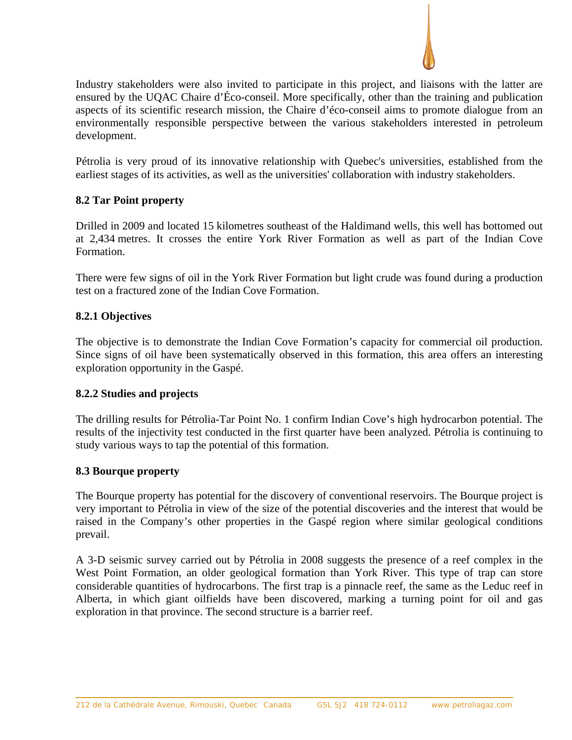Industry stakeholders were also invited to participate in this project, and liaisons with the latter are ensured by the UQAC Chaire d'Éco-conseil. More specifically, other than the training and publication aspects of its scientific research mission, the Chaire d'éco-conseil aims to promote dialogue from an environmentally responsible perspective between the various stakeholders interested in petroleum development.

Pétrolia is very proud of its innovative relationship with Quebec's universities, established from the earliest stages of its activities, as well as the universities' collaboration with industry stakeholders.

### 8.2 Tar Point property

Drilled in 2009 and located 15 kilometres southeast of the Haldimand wells, this well has bottomed out at 2,434 metres. It crosses the entire York River Formation as well as part of the Indian Cove Formation.

There were few signs of oil in the York River Formation but light crude was found during a production test on a fractured zone of the Indian Cove Formation.

#### 8.2.1 Objectives

The objective is to demonstrate the Indian Cove Formation's capacity for commercial oil production. Since signs of oil have been systematically observed in this formation, this area offers an interesting exploration opportunity in the Gaspé.

#### 8.2.2 Studies and projects

The drilling results for Pétrolia-Tar Point No. 1 confirm Indian Cove's high hydrocarbon potential. The results of the injectivity test conducted in the first quarter have been analyzed. Pétrolia is continuing to study various ways to tap the potential of this formation.

### 8.3 Bourque property

The Bourque property has potential for the discovery of conventional reservoirs. The Bourque project is very important to Pétrolia in view of the size of the potential discoveries and the interest that would be raised in the Company's other properties in the Gaspé region where similar geological conditions prevail.

A 3-D seismic survey carried out by Pétrolia in 2008 suggests the presence of a reef complex in the West Point Formation, an older geological formation than York River. This type of trap can store considerable quantities of hydrocarbons. The first trap is a pinnacle reef, the same as the Leduc reef in Alberta, in which giant oilfields have been discovered, marking a turning point for oil and gas exploration in that province. The second structure is a barrier reef.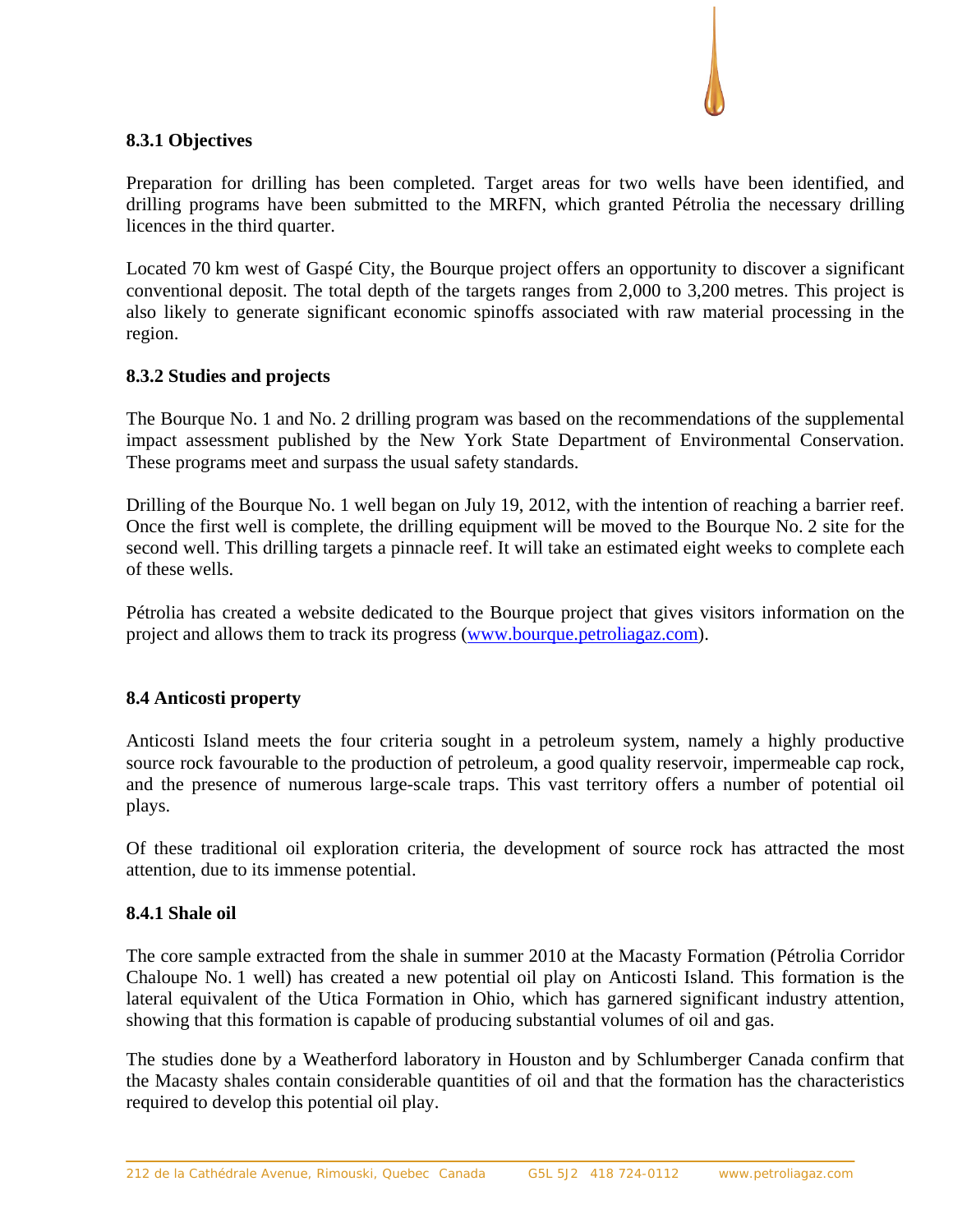### 8.3.1 Objectives

Preparation for drilling has been completed. Target areas for two wells have been identified, and drilling programs have been submitted to the MRFN, which granted Pétrolia the necessary drilling licences in the third quarter.

Located 70 km west of Gaspé City, the Bourque project offers an opportunity to discover a significant conventional deposit. The total depth of the targets ranges from 2,000 to 3,200 metres. This project is also likely to generate significant economic spinoffs associated with raw material processing in the region.

### 8.3.2 Studies and projects

The Bourque No. 1 and No. 2 drilling program was based on the recommendations of the supplemental impact assessment published by the New York State Department of Environmental Conservation. These programs meet and surpass the usual safety standards.

Drilling of the Bourque No. 1 well began on July 19, 2012, with the intention of reaching a barrier reef. Once the first well is complete, the drilling equipment will be moved to the Bourque No. 2 site for the second well. This drilling targets a pinnacle reef. It will take an estimated eight weeks to complete each of these wells.

Pétrolia has created a website dedicated to the Bourque project that gives visitors information on the project and allows them to track its progress (www.bourque.petroliagaz.com).

## 8.4 Anticosti property

Anticosti Island meets the four criteria sought in a petroleum system, namely a highly productive source rock favourable to the production of petroleum, a good quality reservoir, impermeable cap rock, and the presence of numerous large-scale traps. This vast territory offers a number of potential oil plays.

Of these traditional oil exploration criteria, the development of source rock has attracted the most attention, due to its immense potential.

### 8.4.1 Shale oil

The core sample extracted from the shale in summer 2010 at the Macasty Formation (Pétrolia Corridor Chaloupe No. 1 well) has created a new potential oil play on Anticosti Island. This formation is the lateral equivalent of the Utica Formation in Ohio, which has garnered significant industry attention, showing that this formation is capable of producing substantial volumes of oil and gas.

The studies done by a Weatherford laboratory in Houston and by Schlumberger Canada confirm that the Macasty shales contain considerable quantities of oil and that the formation has the characteristics required to develop this potential oil play.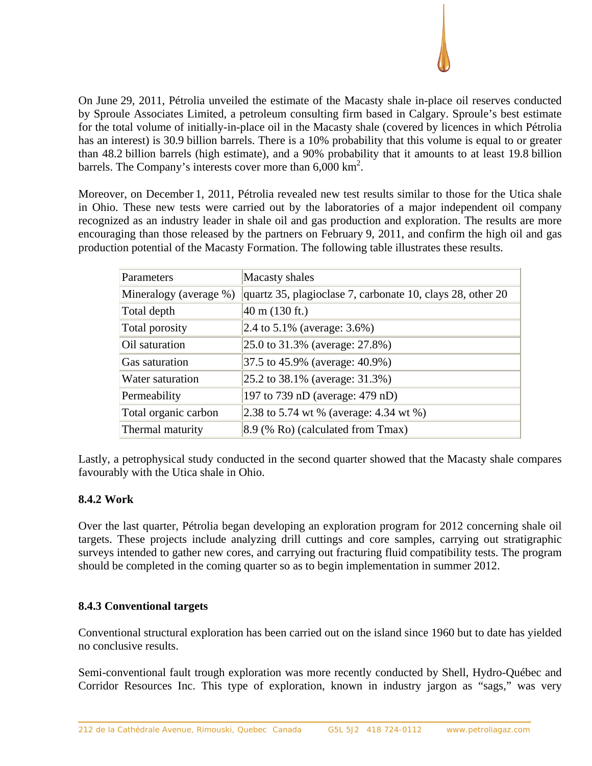On June 29, 2011, Pétrolia unveiled the estimate of the Macasty shale in-place oil reserves conducted by Sproule Associates Limited, a petroleum consulting firm based in Calgary. Sproule's best estimate for the total volume of initially-in-place oil in the Macasty shale (covered by licences in which Pétrolia has an interest) is 30.9 billion barrels. There is a 10% probability that this volume is equal to or greater than 48.2 billion barrels (high estimate), and a 90% probability that it amounts to at least 19.8 billion barrels. The Company's interests cover more than 6,000 $km^2$.

Moreover, on December 1, 2011, Pétrolia revealed new test results similar to those for the Utica shale in Ohio. These new tests were carried out by the laboratories of a major independent oil company recognized as an industry leader in shale oil and gas production and exploration. The results are more encouraging than those released by the partners on February 9, 2011, and confirm the high oil and gas production potential of the Macasty Formation. The following table illustrates these results.

| Parameters | Macasty shales |
| --- | --- |
| Mineralogy (average %) | quartz 35, plagioclase 7, carbonate 10, clays 28, other 20 |
| Total depth | 40 m (130 ft.) |
| Total porosity | 2.4 to 5.1% (average: 3.6%) |
| Oil saturation | 25.0 to 31.3% (average: 27.8%) |
| Gas saturation | 37.5 to 45.9% (average: 40.9%) |
| Water saturation | 25.2 to 38.1% (average: 31.3%) |
| Permeability | 197 to 739 nD (average: 479 nD) |
| Total organic carbon | 2.38 to 5.74 wt % (average: 4.34 wt %) |
| Thermal maturity | 8.9 (% Ro) (calculated from Tmax) |

Lastly, a petrophysical study conducted in the second quarter showed that the Macasty shale compares favourably with the Utica shale in Ohio.

### 8.4.2 Work

Over the last quarter, Pétrolia began developing an exploration program for 2012 concerning shale oil targets. These projects include analyzing drill cuttings and core samples, carrying out stratigraphic surveys intended to gather new cores, and carrying out fracturing fluid compatibility tests. The program should be completed in the coming quarter so as to begin implementation in summer 2012.

### 8.4.3 Conventional targets

Conventional structural exploration has been carried out on the island since 1960 but to date has yielded no conclusive results.

Semi-conventional fault trough exploration was more recently conducted by Shell, Hydro-Québec and Corridor Resources Inc. This type of exploration, known in industry jargon as "sags," was very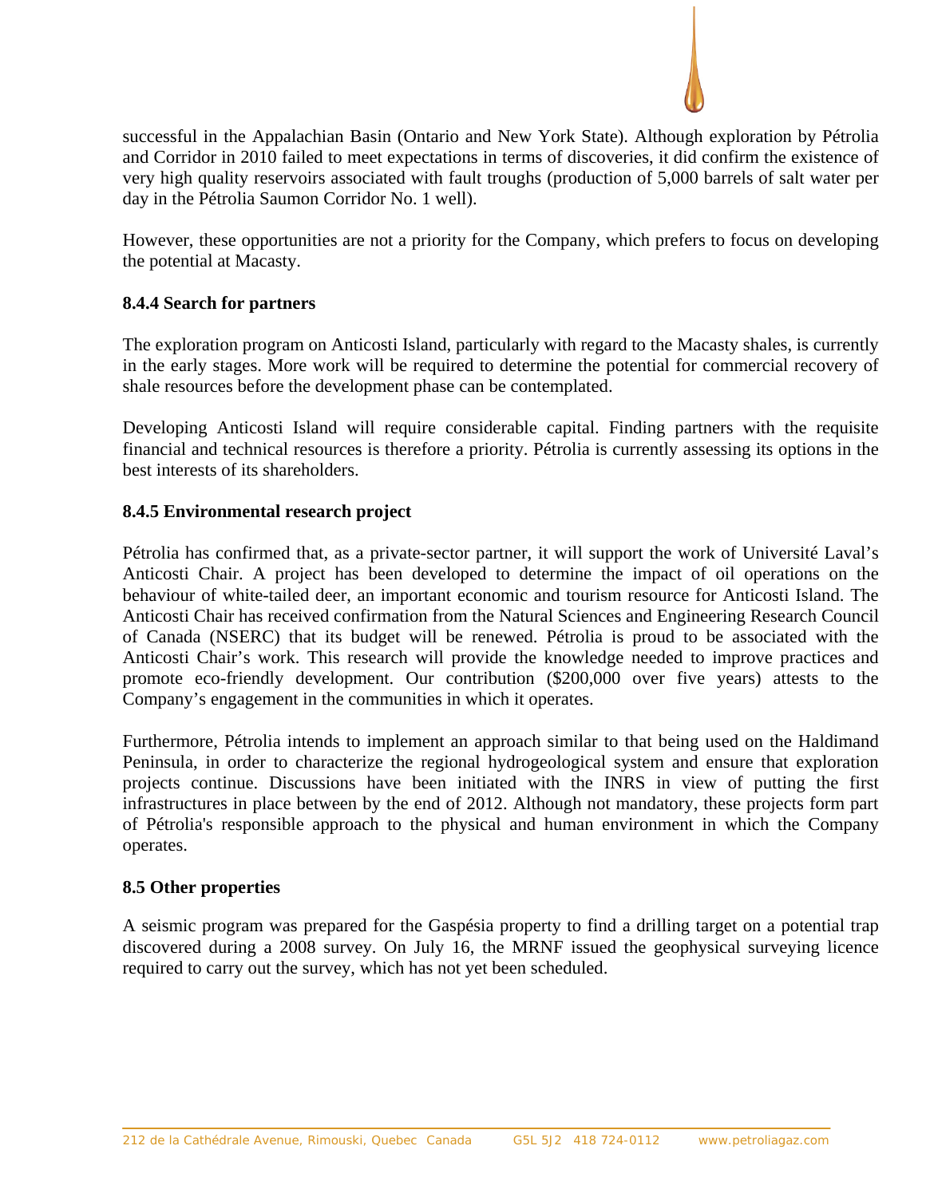successful in the Appalachian Basin (Ontario and New York State). Although exploration by Pétrolia and Corridor in 2010 failed to meet expectations in terms of discoveries, it did confirm the existence of very high quality reservoirs associated with fault troughs (production of 5,000 barrels of salt water per day in the Pétrolia Saumon Corridor No. 1 well).

However, these opportunities are not a priority for the Company, which prefers to focus on developing the potential at Macasty.

### 8.4.4 Search for partners

The exploration program on Anticosti Island, particularly with regard to the Macasty shales, is currently in the early stages. More work will be required to determine the potential for commercial recovery of shale resources before the development phase can be contemplated.

Developing Anticosti Island will require considerable capital. Finding partners with the requisite financial and technical resources is therefore a priority. Pétrolia is currently assessing its options in the best interests of its shareholders.

### 8.4.5 Environmental research project

Pétrolia has confirmed that, as a private-sector partner, it will support the work of Université Laval's Anticosti Chair. A project has been developed to determine the impact of oil operations on the behaviour of white-tailed deer, an important economic and tourism resource for Anticosti Island. The Anticosti Chair has received confirmation from the Natural Sciences and Engineering Research Council of Canada (NSERC) that its budget will be renewed. Pétrolia is proud to be associated with the Anticosti Chair's work. This research will provide the knowledge needed to improve practices and promote eco-friendly development. Our contribution ($200,000 over five years) attests to the Company's engagement in the communities in which it operates.

Furthermore, Pétrolia intends to implement an approach similar to that being used on the Haldimand Peninsula, in order to characterize the regional hydrogeological system and ensure that exploration projects continue. Discussions have been initiated with the INRS in view of putting the first infrastructures in place between by the end of 2012. Although not mandatory, these projects form part of Pétrolia's responsible approach to the physical and human environment in which the Company operates.

## 8.5 Other properties

A seismic program was prepared for the Gaspésia property to find a drilling target on a potential trap discovered during a 2008 survey. On July 16, the MRNF issued the geophysical surveying licence required to carry out the survey, which has not yet been scheduled.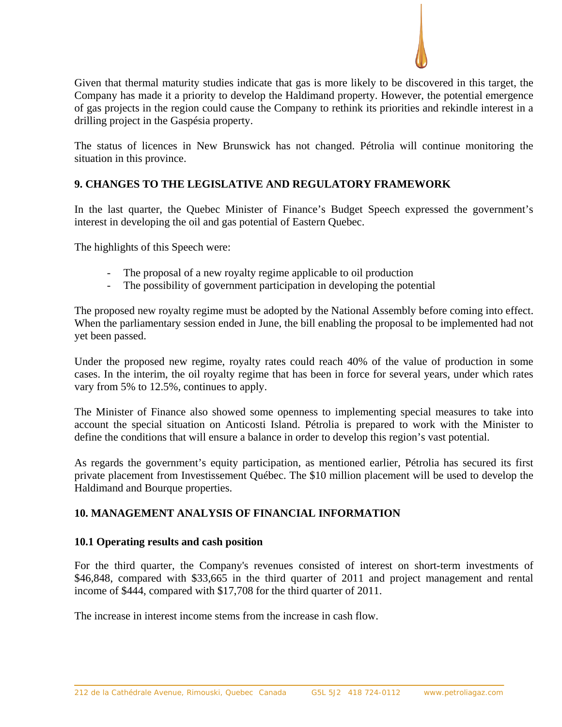Given that thermal maturity studies indicate that gas is more likely to be discovered in this target, the Company has made it a priority to develop the Haldimand property. However, the potential emergence of gas projects in the region could cause the Company to rethink its priorities and rekindle interest in a drilling project in the Gaspésia property.

The status of licences in New Brunswick has not changed. Pétrolia will continue monitoring the situation in this province.

## 9. CHANGES TO THE LEGISLATIVE AND REGULATORY FRAMEWORK

In the last quarter, the Quebec Minister of Finance's Budget Speech expressed the government's interest in developing the oil and gas potential of Eastern Quebec.

The highlights of this Speech were:

- The proposal of a new royalty regime applicable to oil production
- The possibility of government participation in developing the potential

The proposed new royalty regime must be adopted by the National Assembly before coming into effect. When the parliamentary session ended in June, the bill enabling the proposal to be implemented had not yet been passed.

Under the proposed new regime, royalty rates could reach 40% of the value of production in some cases. In the interim, the oil royalty regime that has been in force for several years, under which rates vary from 5% to 12.5%, continues to apply.

The Minister of Finance also showed some openness to implementing special measures to take into account the special situation on Anticosti Island. Pétrolia is prepared to work with the Minister to define the conditions that will ensure a balance in order to develop this region's vast potential.

As regards the government's equity participation, as mentioned earlier, Pétrolia has secured its first private placement from Investissement Québec. The $10 million placement will be used to develop the Haldimand and Bourque properties.

## 10. MANAGEMENT ANALYSIS OF FINANCIAL INFORMATION

### 10.1 Operating results and cash position

For the third quarter, the Company's revenues consisted of interest on short-term investments of $46,848, compared with $33,665 in the third quarter of 2011 and project management and rental income of $444, compared with $17,708 for the third quarter of 2011.

The increase in interest income stems from the increase in cash flow.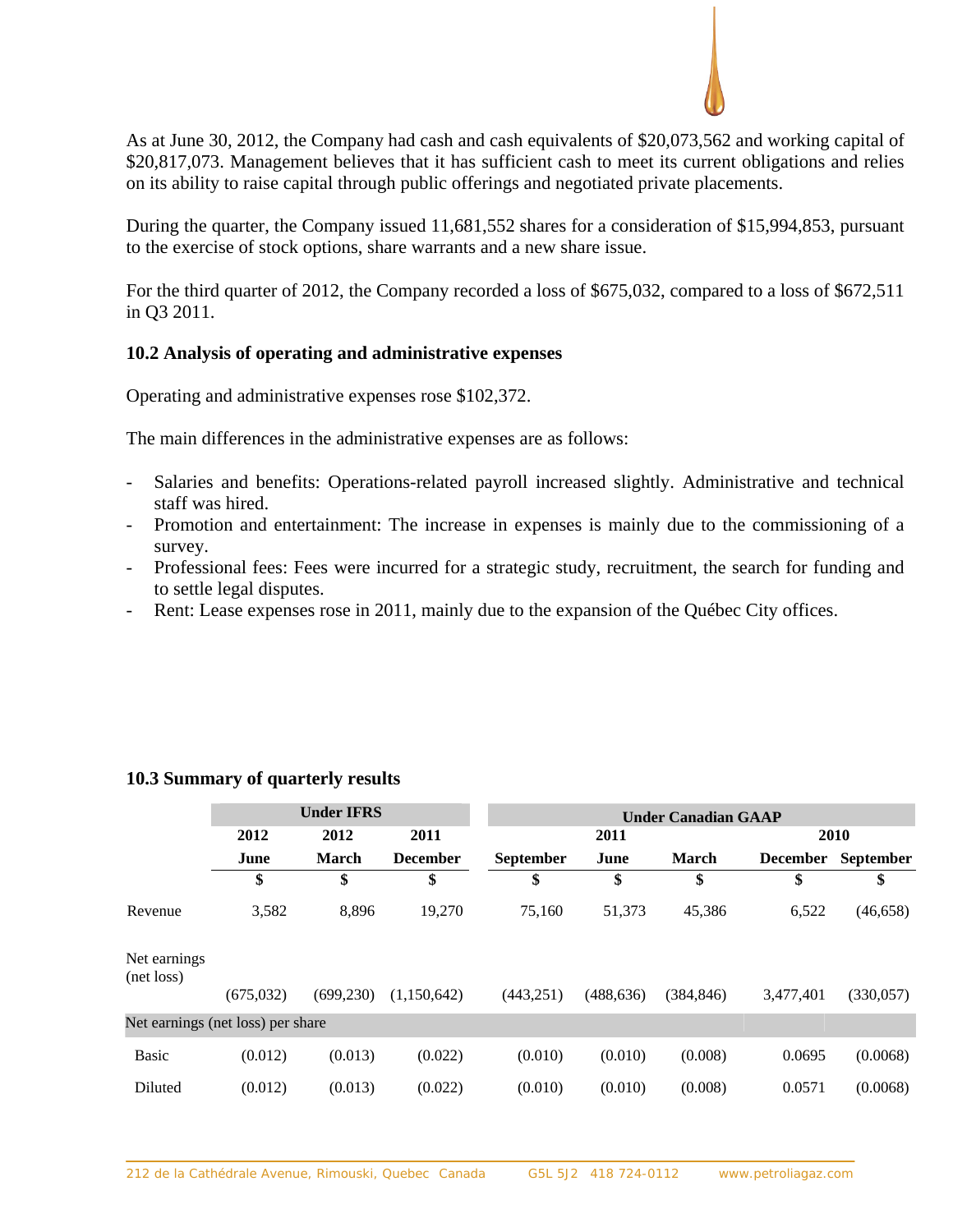As at June 30, 2012, the Company had cash and cash equivalents of $20,073,562 and working capital of $20,817,073. Management believes that it has sufficient cash to meet its current obligations and relies on its ability to raise capital through public offerings and negotiated private placements.

During the quarter, the Company issued 11,681,552 shares for a consideration of $15,994,853, pursuant to the exercise of stock options, share warrants and a new share issue.

For the third quarter of 2012, the Company recorded a loss of $675,032, compared to a loss of $672,511 in Q3 2011.

### 10.2 Analysis of operating and administrative expenses

Operating and administrative expenses rose $102,372.

The main differences in the administrative expenses are as follows:

- Salaries and benefits: Operations-related payroll increased slightly. Administrative and technical staff was hired.
- Promotion and entertainment: The increase in expenses is mainly due to the commissioning of a survey.
- Professional fees: Fees were incurred for a strategic study, recruitment, the search for funding and to settle legal disputes.
- Rent: Lease expenses rose in 2011, mainly due to the expansion of the Québec City offices.

### 10.3 Summary of quarterly results

| | Under IFRS | | | Under Canadian GAAP | | | | |
|---|---|---|---|---|---|---|---|---|
| | 2012 | 2012 | 2011 | 2011 | | | 2010 | |
| | June | March | December | September | June | March | December | September |
| | $ | $ | $ | $ | $ | $ | $ | $ |
| Revenue | 3,582 | 8,896 | 19,270 | 75,160 | 51,373 | 45,386 | 6,522 | (46,658) |
| Net earnings (net loss) | (675,032) | (699,230) | (1,150,642) | (443,251) | (488,636) | (384,846) | 3,477,401 | (330,057) |
| Net earnings (net loss) per share | | | | | | | | |
| Basic | (0.012) | (0.013) | (0.022) | (0.010) | (0.010) | (0.008) | 0.0695 | (0.0068) |
| Diluted | (0.012) | (0.013) | (0.022) | (0.010) | (0.010) | (0.008) | 0.0571 | (0.0068) |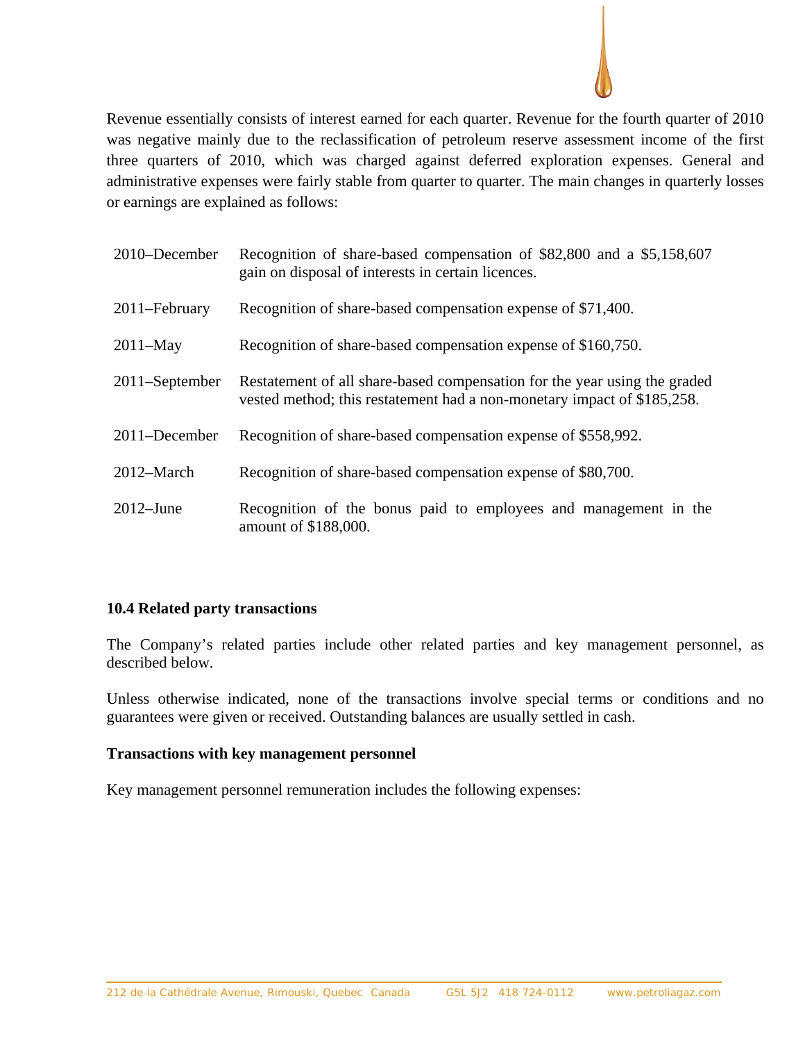Revenue essentially consists of interest earned for each quarter. Revenue for the fourth quarter of 2010 was negative mainly due to the reclassification of petroleum reserve assessment income of the first three quarters of 2010, which was charged against deferred exploration expenses. General and administrative expenses were fairly stable from quarter to quarter. The main changes in quarterly losses or earnings are explained as follows:

| | |
|---|---|
| 2010–December | Recognition of share-based compensation of $82,800 and a $5,158,607 gain on disposal of interests in certain licences. |
| 2011–February | Recognition of share-based compensation expense of $71,400. |
| 2011–May | Recognition of share-based compensation expense of $160,750. |
| 2011–September | Restatement of all share-based compensation for the year using the graded vested method; this restatement had a non-monetary impact of $185,258. |
| 2011–December | Recognition of share-based compensation expense of $558,992. |
| 2012–March | Recognition of share-based compensation expense of $80,700. |
| 2012–June | Recognition of the bonus paid to employees and management in the amount of $188,000. |

### 10.4 Related party transactions

The Company's related parties include other related parties and key management personnel, as described below.

Unless otherwise indicated, none of the transactions involve special terms or conditions and no guarantees were given or received. Outstanding balances are usually settled in cash.

**Transactions with key management personnel**

Key management personnel remuneration includes the following expenses: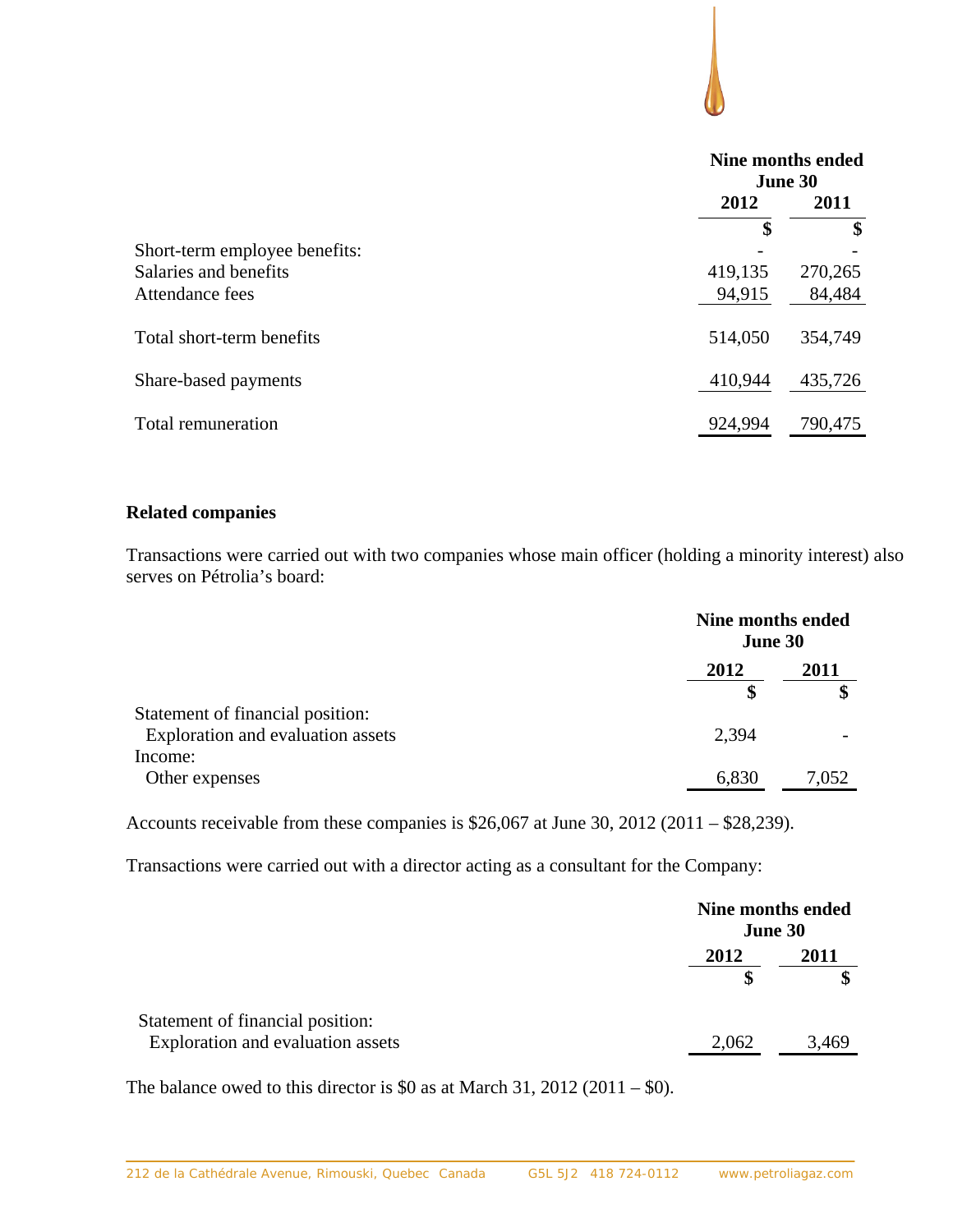| | Nine months ended June 30 | |
|---|---|---|
| | 2012 | 2011 |
| | $ | $ |
| Short-term employee benefits: | - | - |
| Salaries and benefits | 419,135 | 270,265 |
| Attendance fees | 94,915 | 84,484 |
| Total short-term benefits | 514,050 | 354,749 |
| Share-based payments | 410,944 | 435,726 |
| Total remuneration | 924,994 | 790,475 |

**Related companies**

Transactions were carried out with two companies whose main officer (holding a minority interest) also serves on Pétrolia's board:

| | Nine months ended June 30 | |
|---|---|---|
| | 2012 | 2011 |
| | $ | $ |
| Statement of financial position: | | |
| Exploration and evaluation assets | 2,394 | - |
| Income: | | |
| Other expenses | 6,830 | 7,052 |

Accounts receivable from these companies is $26,067 at June 30, 2012 (2011 – $28,239).

Transactions were carried out with a director acting as a consultant for the Company:

| | Nine months ended June 30 | |
|---|---|---|
| | 2012 | 2011 |
| | $ | $ |
| Statement of financial position: | | |
| Exploration and evaluation assets | 2,062 | 3,469 |

The balance owed to this director is $0 as at March 31, 2012 (2011 – $0).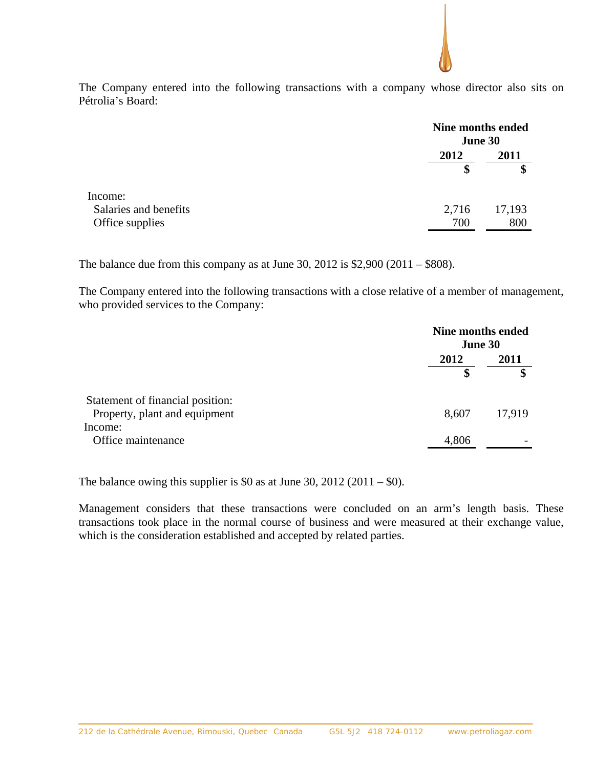The Company entered into the following transactions with a company whose director also sits on Pétrolia's Board:

| | Nine months ended June 30 | |
|---|---|---|
| | 2012 | 2011 |
| | $ | $ |
| Income: | | |
| Salaries and benefits | 2,716 | 17,193 |
| Office supplies | 700 | 800 |

The balance due from this company as at June 30, 2012 is $2,900 (2011 – $808).

The Company entered into the following transactions with a close relative of a member of management, who provided services to the Company:

| | Nine months ended June 30 | |
|---|---|---|
| | 2012 | 2011 |
| | $ | $ |
| Statement of financial position: | | |
| Property, plant and equipment | 8,607 | 17,919 |
| Income: | | |
| Office maintenance | 4,806 | - |

The balance owing this supplier is $0 as at June 30, 2012 (2011 – $0).

Management considers that these transactions were concluded on an arm's length basis. These transactions took place in the normal course of business and were measured at their exchange value, which is the consideration established and accepted by related parties.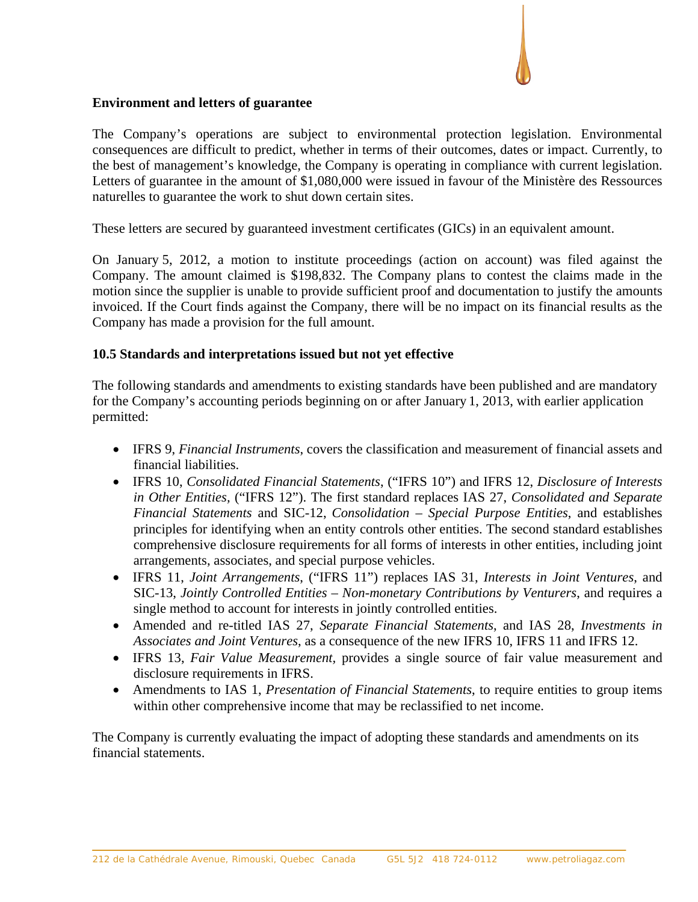**Environment and letters of guarantee**

The Company's operations are subject to environmental protection legislation. Environmental consequences are difficult to predict, whether in terms of their outcomes, dates or impact. Currently, to the best of management's knowledge, the Company is operating in compliance with current legislation. Letters of guarantee in the amount of $1,080,000 were issued in favour of the Ministère des Ressources naturelles to guarantee the work to shut down certain sites.

These letters are secured by guaranteed investment certificates (GICs) in an equivalent amount.

On January 5, 2012, a motion to institute proceedings (action on account) was filed against the Company. The amount claimed is $198,832. The Company plans to contest the claims made in the motion since the supplier is unable to provide sufficient proof and documentation to justify the amounts invoiced. If the Court finds against the Company, there will be no impact on its financial results as the Company has made a provision for the full amount.

**10.5 Standards and interpretations issued but not yet effective**

The following standards and amendments to existing standards have been published and are mandatory for the Company's accounting periods beginning on or after January 1, 2013, with earlier application permitted:

- IFRS 9, *Financial Instruments*, covers the classification and measurement of financial assets and financial liabilities.
- IFRS 10, *Consolidated Financial Statements*, ("IFRS 10") and IFRS 12, *Disclosure of Interests in Other Entities,* ("IFRS 12"). The first standard replaces IAS 27, *Consolidated and Separate Financial Statements* and SIC-12, *Consolidation – Special Purpose Entities*, and establishes principles for identifying when an entity controls other entities. The second standard establishes comprehensive disclosure requirements for all forms of interests in other entities, including joint arrangements, associates, and special purpose vehicles.
- IFRS 11, *Joint Arrangements*, ("IFRS 11") replaces IAS 31, *Interests in Joint Ventures*, and SIC-13, *Jointly Controlled Entities – Non-monetary Contributions by Venturers*, and requires a single method to account for interests in jointly controlled entities.
- Amended and re-titled IAS 27, *Separate Financial Statements*, and IAS 28, *Investments in Associates and Joint Ventures*, as a consequence of the new IFRS 10, IFRS 11 and IFRS 12.
- IFRS 13, *Fair Value Measurement,* provides a single source of fair value measurement and disclosure requirements in IFRS.
- Amendments to IAS 1, *Presentation of Financial Statements*, to require entities to group items within other comprehensive income that may be reclassified to net income.

The Company is currently evaluating the impact of adopting these standards and amendments on its financial statements.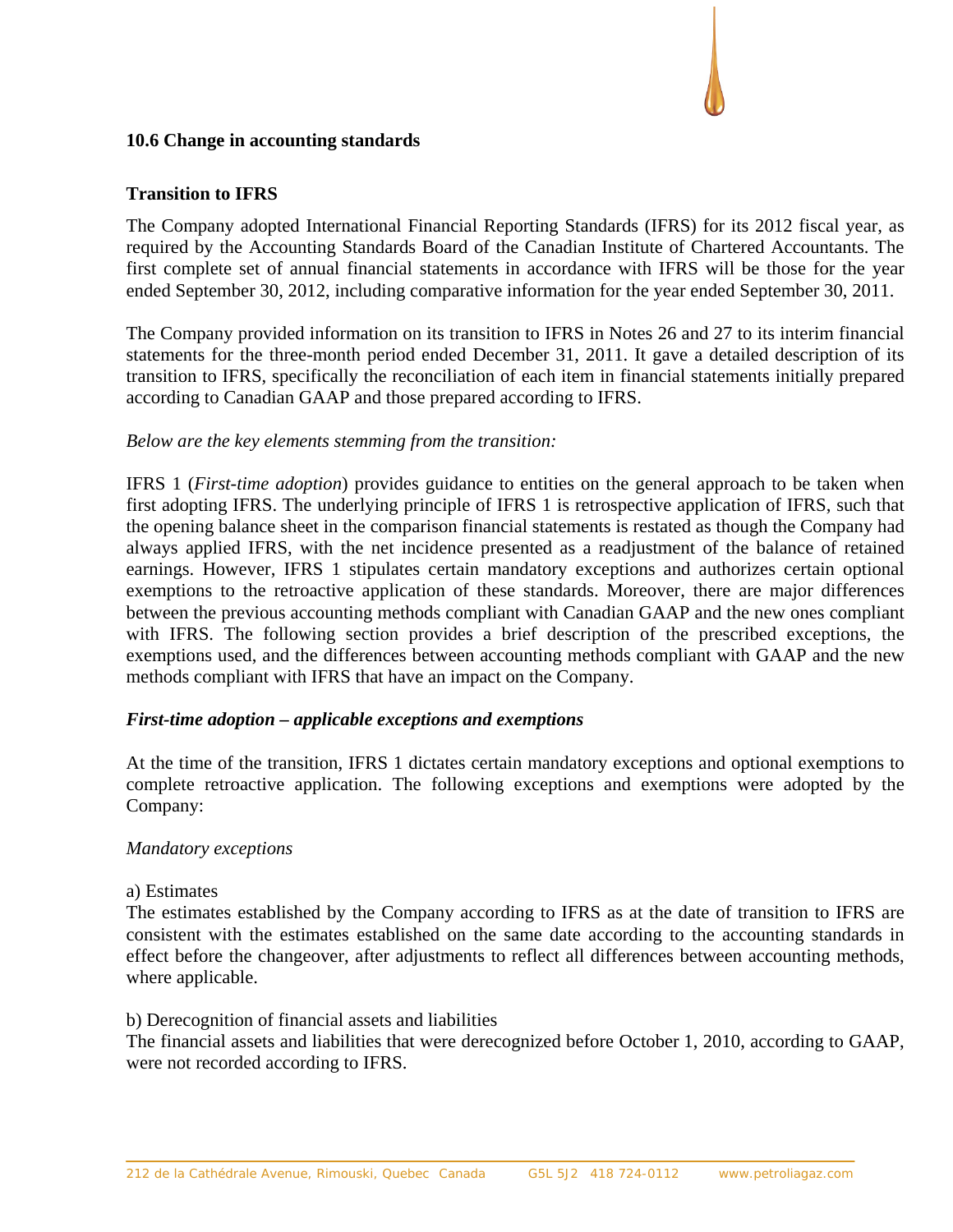### 10.6 Change in accounting standards

**Transition to IFRS**

The Company adopted International Financial Reporting Standards (IFRS) for its 2012 fiscal year, as required by the Accounting Standards Board of the Canadian Institute of Chartered Accountants. The first complete set of annual financial statements in accordance with IFRS will be those for the year ended September 30, 2012, including comparative information for the year ended September 30, 2011.

The Company provided information on its transition to IFRS in Notes 26 and 27 to its interim financial statements for the three-month period ended December 31, 2011. It gave a detailed description of its transition to IFRS, specifically the reconciliation of each item in financial statements initially prepared according to Canadian GAAP and those prepared according to IFRS.

*Below are the key elements stemming from the transition:*

IFRS 1 (*First-time adoption*) provides guidance to entities on the general approach to be taken when first adopting IFRS. The underlying principle of IFRS 1 is retrospective application of IFRS, such that the opening balance sheet in the comparison financial statements is restated as though the Company had always applied IFRS, with the net incidence presented as a readjustment of the balance of retained earnings. However, IFRS 1 stipulates certain mandatory exceptions and authorizes certain optional exemptions to the retroactive application of these standards. Moreover, there are major differences between the previous accounting methods compliant with Canadian GAAP and the new ones compliant with IFRS. The following section provides a brief description of the prescribed exceptions, the exemptions used, and the differences between accounting methods compliant with GAAP and the new methods compliant with IFRS that have an impact on the Company.

***First-time adoption – applicable exceptions and exemptions***

At the time of the transition, IFRS 1 dictates certain mandatory exceptions and optional exemptions to complete retroactive application. The following exceptions and exemptions were adopted by the Company:

*Mandatory exceptions*

a) Estimates
The estimates established by the Company according to IFRS as at the date of transition to IFRS are consistent with the estimates established on the same date according to the accounting standards in effect before the changeover, after adjustments to reflect all differences between accounting methods, where applicable.

b) Derecognition of financial assets and liabilities
The financial assets and liabilities that were derecognized before October 1, 2010, according to GAAP, were not recorded according to IFRS.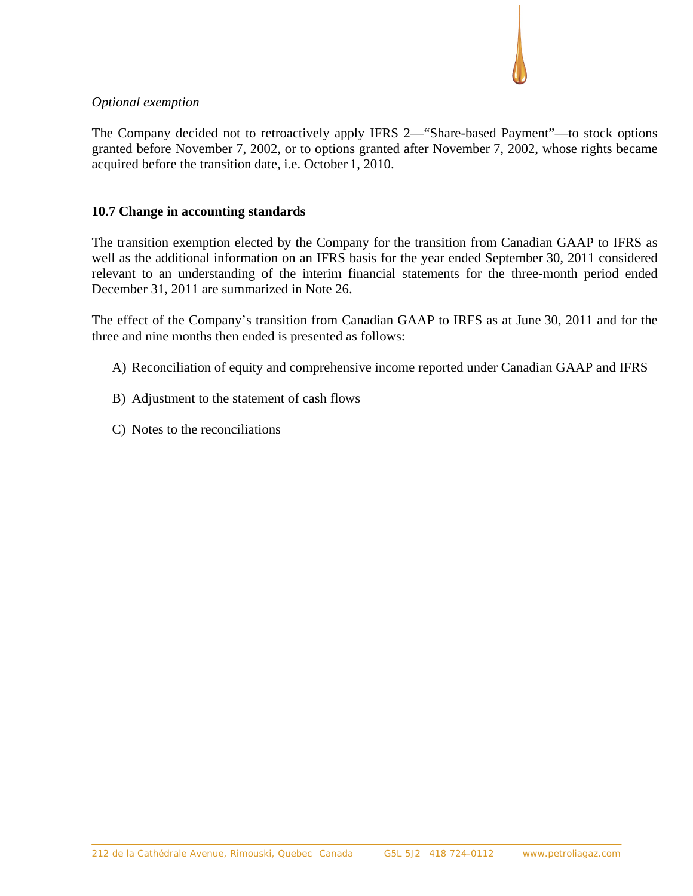*Optional exemption*

The Company decided not to retroactively apply IFRS 2—"Share-based Payment"—to stock options granted before November 7, 2002, or to options granted after November 7, 2002, whose rights became acquired before the transition date, i.e. October 1, 2010.

**10.7 Change in accounting standards**

The transition exemption elected by the Company for the transition from Canadian GAAP to IFRS as well as the additional information on an IFRS basis for the year ended September 30, 2011 considered relevant to an understanding of the interim financial statements for the three-month period ended December 31, 2011 are summarized in Note 26.

The effect of the Company's transition from Canadian GAAP to IRFS as at June 30, 2011 and for the three and nine months then ended is presented as follows:

A) Reconciliation of equity and comprehensive income reported under Canadian GAAP and IFRS

B) Adjustment to the statement of cash flows

C) Notes to the reconciliations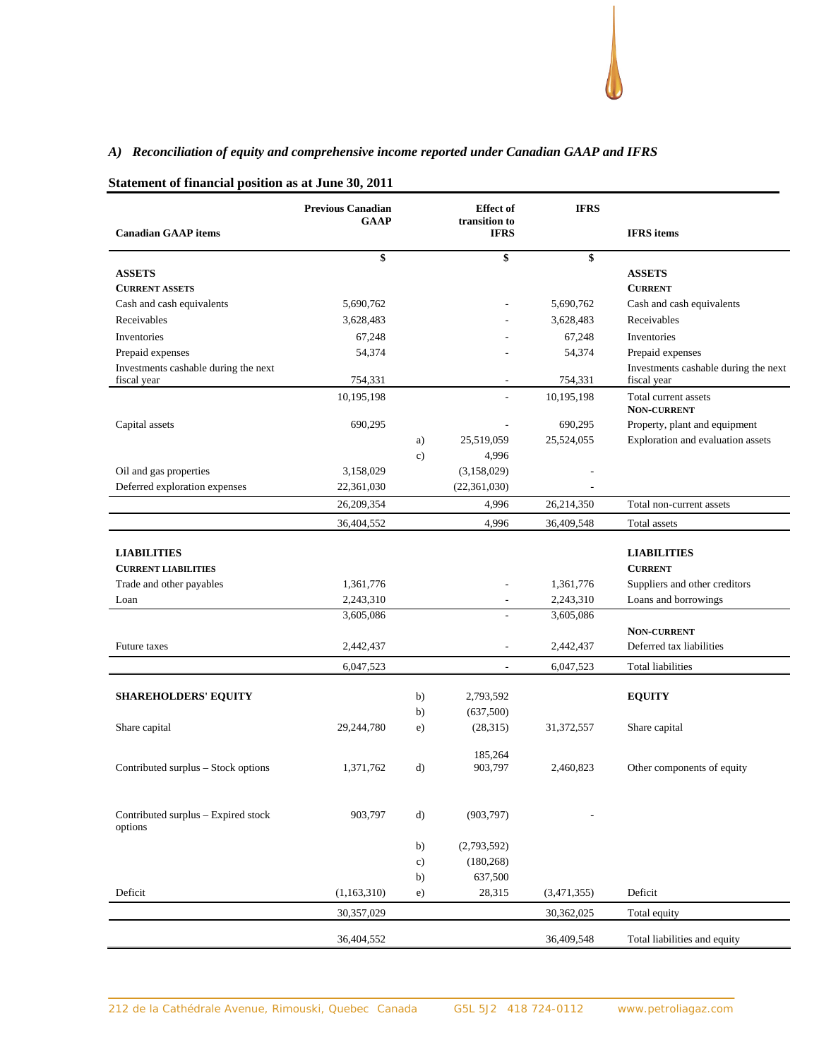## *A) Reconciliation of equity and comprehensive income reported under Canadian GAAP and IFRS*

### Statement of financial position as at June 30, 2011

| Canadian GAAP items | Previous Canadian GAAP | | Effect of transition to IFRS | IFRS | IFRS items |
|---|---|---|---|---|---|
| | $ | | $ | $ | |
| **ASSETS** | | | | | **ASSETS** |
| **CURRENT ASSETS** | | | | | **CURRENT** |
| Cash and cash equivalents | 5,690,762 | | - | 5,690,762 | Cash and cash equivalents |
| Receivables | 3,628,483 | | - | 3,628,483 | Receivables |
| Inventories | 67,248 | | - | 67,248 | Inventories |
| Prepaid expenses | 54,374 | | - | 54,374 | Prepaid expenses |
| Investments cashable during the next fiscal year | 754,331 | | - | 754,331 | Investments cashable during the next fiscal year |
| | 10,195,198 | | - | 10,195,198 | Total current assets |
| | | | | | **NON-CURRENT** |
| Capital assets | 690,295 | | - | 690,295 | Property, plant and equipment |
| | | a) | 25,519,059 | 25,524,055 | Exploration and evaluation assets |
| | | c) | 4,996 | | |
| Oil and gas properties | 3,158,029 | | (3,158,029) | - | |
| Deferred exploration expenses | 22,361,030 | | (22,361,030) | - | |
| | 26,209,354 | | 4,996 | 26,214,350 | Total non-current assets |
| | 36,404,552 | | 4,996 | 36,409,548 | Total assets |
| **LIABILITIES** | | | | | **LIABILITIES** |
| **CURRENT LIABILITIES** | | | | | **CURRENT** |
| Trade and other payables | 1,361,776 | | - | 1,361,776 | Suppliers and other creditors |
| Loan | 2,243,310 | | - | 2,243,310 | Loans and borrowings |
| | 3,605,086 | | - | 3,605,086 | |
| | | | | | **NON-CURRENT** |
| Future taxes | 2,442,437 | | - | 2,442,437 | Deferred tax liabilities |
| | 6,047,523 | | - | 6,047,523 | Total liabilities |
| **SHAREHOLDERS' EQUITY** | | b) | 2,793,592 | | **EQUITY** |
| | | b) | (637,500) | | |
| Share capital | 29,244,780 | e) | (28,315) | 31,372,557 | Share capital |
| | | | 185,264 | | |
| Contributed surplus – Stock options | 1,371,762 | d) | 903,797 | 2,460,823 | Other components of equity |
| Contributed surplus – Expired stock options | 903,797 | d) | (903,797) | - | |
| | | b) | (2,793,592) | | |
| | | c) | (180,268) | | |
| | | b) | 637,500 | | |
| Deficit | (1,163,310) | e) | 28,315 | (3,471,355) | Deficit |
| | 30,357,029 | | | 30,362,025 | Total equity |
| | 36,404,552 | | | 36,409,548 | Total liabilities and equity |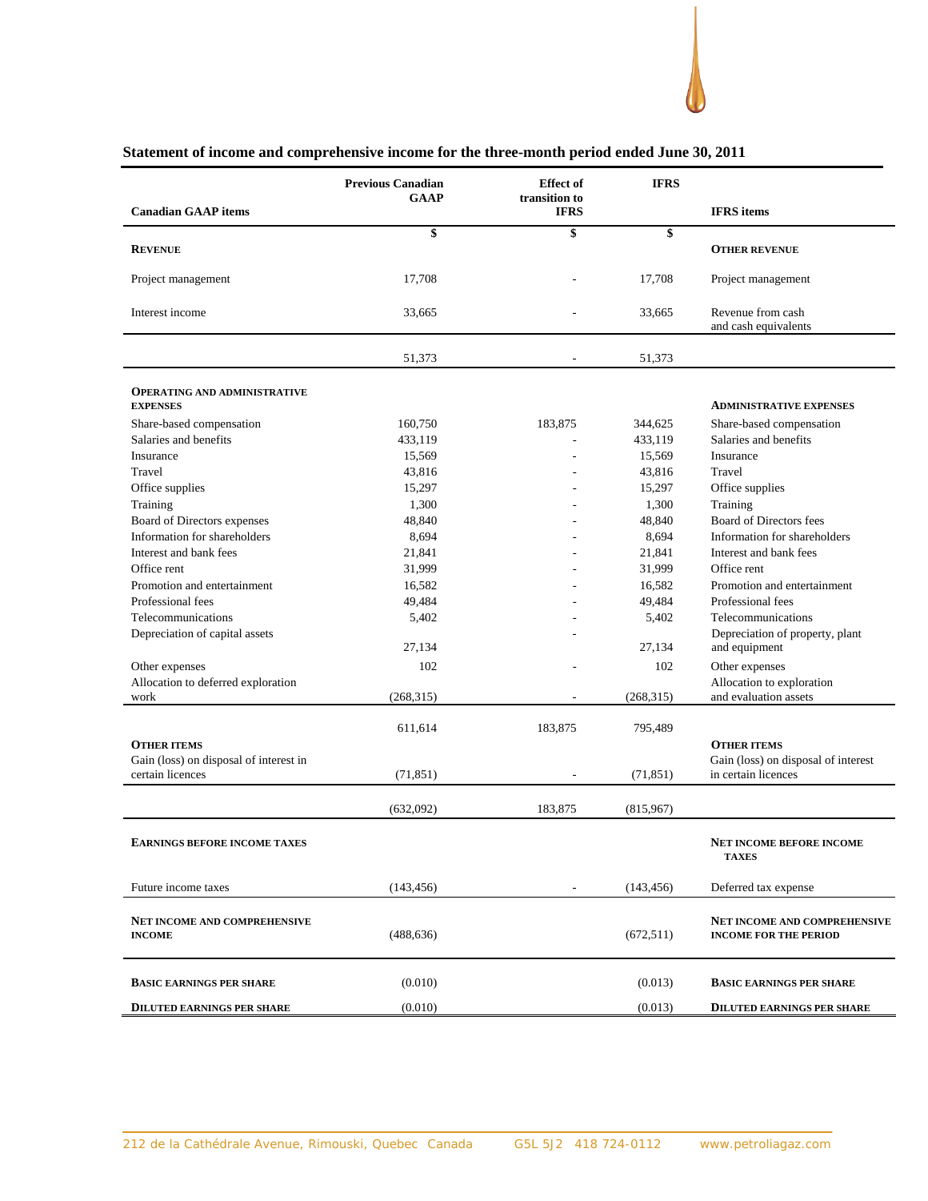## Statement of income and comprehensive income for the three-month period ended June 30, 2011

| Canadian GAAP items | Previous Canadian GAAP | Effect of transition to IFRS | IFRS | IFRS items |
|---|---|---|---|---|
| | $ | $ | $ | |
| **REVENUE** | | | | **OTHER REVENUE** |
| Project management | 17,708 | - | 17,708 | Project management |
| Interest income | 33,665 | - | 33,665 | Revenue from cash and cash equivalents |
| | 51,373 | - | 51,373 | |
| **OPERATING AND ADMINISTRATIVE EXPENSES** | | | | **ADMINISTRATIVE EXPENSES** |
| Share-based compensation | 160,750 | 183,875 | 344,625 | Share-based compensation |
| Salaries and benefits | 433,119 | - | 433,119 | Salaries and benefits |
| Insurance | 15,569 | - | 15,569 | Insurance |
| Travel | 43,816 | - | 43,816 | Travel |
| Office supplies | 15,297 | - | 15,297 | Office supplies |
| Training | 1,300 | - | 1,300 | Training |
| Board of Directors expenses | 48,840 | - | 48,840 | Board of Directors fees |
| Information for shareholders | 8,694 | - | 8,694 | Information for shareholders |
| Interest and bank fees | 21,841 | - | 21,841 | Interest and bank fees |
| Office rent | 31,999 | - | 31,999 | Office rent |
| Promotion and entertainment | 16,582 | - | 16,582 | Promotion and entertainment |
| Professional fees | 49,484 | - | 49,484 | Professional fees |
| Telecommunications | 5,402 | - | 5,402 | Telecommunications |
| Depreciation of capital assets | 27,134 | - | 27,134 | Depreciation of property, plant and equipment |
| Other expenses | 102 | - | 102 | Other expenses |
| Allocation to deferred exploration work | (268,315) | - | (268,315) | Allocation to exploration and evaluation assets |
| | 611,614 | 183,875 | 795,489 | |
| **OTHER ITEMS** | | | | **OTHER ITEMS** |
| Gain (loss) on disposal of interest in certain licences | (71,851) | - | (71,851) | Gain (loss) on disposal of interest in certain licences |
| | (632,092) | 183,875 | (815,967) | |
| **EARNINGS BEFORE INCOME TAXES** | | | | **NET INCOME BEFORE INCOME TAXES** |
| Future income taxes | (143,456) | - | (143,456) | Deferred tax expense |
| **NET INCOME AND COMPREHENSIVE INCOME** | (488,636) | | (672,511) | **NET INCOME AND COMPREHENSIVE INCOME FOR THE PERIOD** |
| **BASIC EARNINGS PER SHARE** | (0.010) | | (0.013) | **BASIC EARNINGS PER SHARE** |
| **DILUTED EARNINGS PER SHARE** | (0.010) | | (0.013) | **DILUTED EARNINGS PER SHARE** |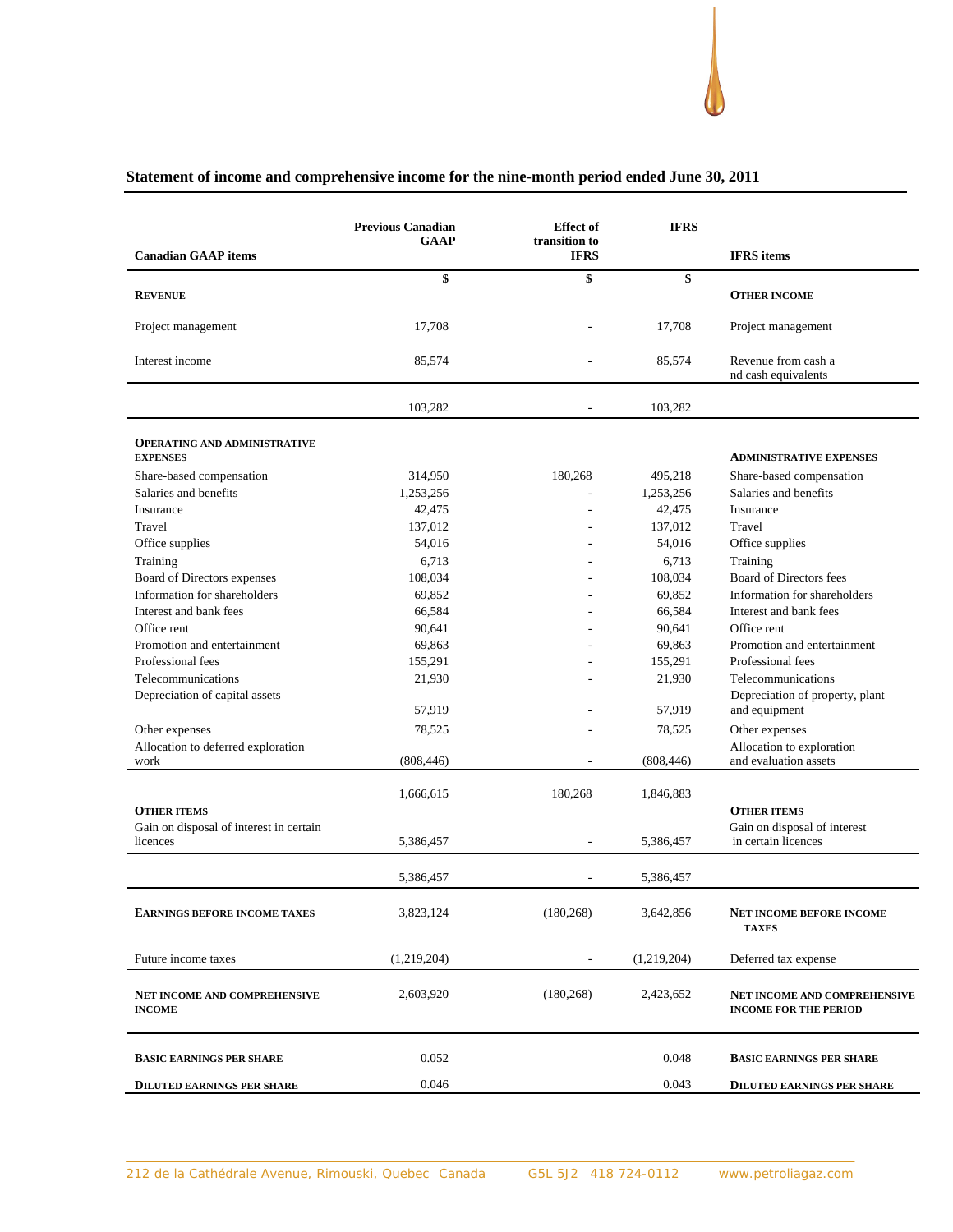## Statement of income and comprehensive income for the nine-month period ended June 30, 2011

| Canadian GAAP items | Previous Canadian GAAP | Effect of transition to IFRS | IFRS | IFRS items |
|---|---|---|---|---|
| | $ | $ | $ | |
| **REVENUE** | | | | **OTHER INCOME** |
| Project management | 17,708 | - | 17,708 | Project management |
| Interest income | 85,574 | - | 85,574 | Revenue from cash and cash equivalents |
| | 103,282 | - | 103,282 | |
| **OPERATING AND ADMINISTRATIVE EXPENSES** | | | | **ADMINISTRATIVE EXPENSES** |
| Share-based compensation | 314,950 | 180,268 | 495,218 | Share-based compensation |
| Salaries and benefits | 1,253,256 | - | 1,253,256 | Salaries and benefits |
| Insurance | 42,475 | - | 42,475 | Insurance |
| Travel | 137,012 | - | 137,012 | Travel |
| Office supplies | 54,016 | - | 54,016 | Office supplies |
| Training | 6,713 | - | 6,713 | Training |
| Board of Directors expenses | 108,034 | - | 108,034 | Board of Directors fees |
| Information for shareholders | 69,852 | - | 69,852 | Information for shareholders |
| Interest and bank fees | 66,584 | - | 66,584 | Interest and bank fees |
| Office rent | 90,641 | - | 90,641 | Office rent |
| Promotion and entertainment | 69,863 | - | 69,863 | Promotion and entertainment |
| Professional fees | 155,291 | - | 155,291 | Professional fees |
| Telecommunications | 21,930 | - | 21,930 | Telecommunications |
| Depreciation of capital assets | 57,919 | - | 57,919 | Depreciation of property, plant and equipment |
| Other expenses | 78,525 | - | 78,525 | Other expenses |
| Allocation to deferred exploration work | (808,446) | - | (808,446) | Allocation to exploration and evaluation assets |
| | 1,666,615 | 180,268 | 1,846,883 | |
| **OTHER ITEMS** | | | | **OTHER ITEMS** |
| Gain on disposal of interest in certain licences | 5,386,457 | - | 5,386,457 | Gain on disposal of interest in certain licences |
| | 5,386,457 | - | 5,386,457 | |
| **EARNINGS BEFORE INCOME TAXES** | 3,823,124 | (180,268) | 3,642,856 | **NET INCOME BEFORE INCOME TAXES** |
| Future income taxes | (1,219,204) | - | (1,219,204) | Deferred tax expense |
| **NET INCOME AND COMPREHENSIVE INCOME** | 2,603,920 | (180,268) | 2,423,652 | **NET INCOME AND COMPREHENSIVE INCOME FOR THE PERIOD** |
| **BASIC EARNINGS PER SHARE** | 0.052 | | 0.048 | **BASIC EARNINGS PER SHARE** |
| **DILUTED EARNINGS PER SHARE** | 0.046 | | 0.043 | **DILUTED EARNINGS PER SHARE** |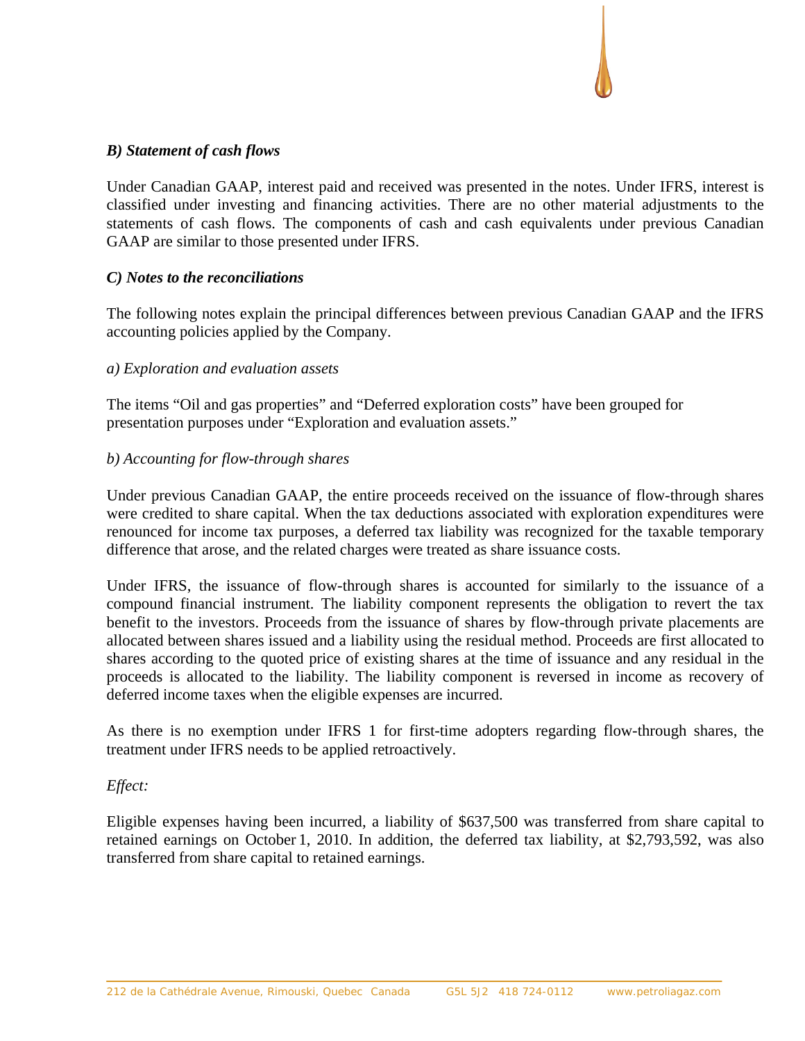### *B) Statement of cash flows*

Under Canadian GAAP, interest paid and received was presented in the notes. Under IFRS, interest is classified under investing and financing activities. There are no other material adjustments to the statements of cash flows. The components of cash and cash equivalents under previous Canadian GAAP are similar to those presented under IFRS.

### *C) Notes to the reconciliations*

The following notes explain the principal differences between previous Canadian GAAP and the IFRS accounting policies applied by the Company.

*a) Exploration and evaluation assets*

The items "Oil and gas properties" and "Deferred exploration costs" have been grouped for presentation purposes under "Exploration and evaluation assets."

*b) Accounting for flow-through shares*

Under previous Canadian GAAP, the entire proceeds received on the issuance of flow-through shares were credited to share capital. When the tax deductions associated with exploration expenditures were renounced for income tax purposes, a deferred tax liability was recognized for the taxable temporary difference that arose, and the related charges were treated as share issuance costs.

Under IFRS, the issuance of flow-through shares is accounted for similarly to the issuance of a compound financial instrument. The liability component represents the obligation to revert the tax benefit to the investors. Proceeds from the issuance of shares by flow-through private placements are allocated between shares issued and a liability using the residual method. Proceeds are first allocated to shares according to the quoted price of existing shares at the time of issuance and any residual in the proceeds is allocated to the liability. The liability component is reversed in income as recovery of deferred income taxes when the eligible expenses are incurred.

As there is no exemption under IFRS 1 for first-time adopters regarding flow-through shares, the treatment under IFRS needs to be applied retroactively.

*Effect:*

Eligible expenses having been incurred, a liability of $637,500 was transferred from share capital to retained earnings on October 1, 2010. In addition, the deferred tax liability, at $2,793,592, was also transferred from share capital to retained earnings.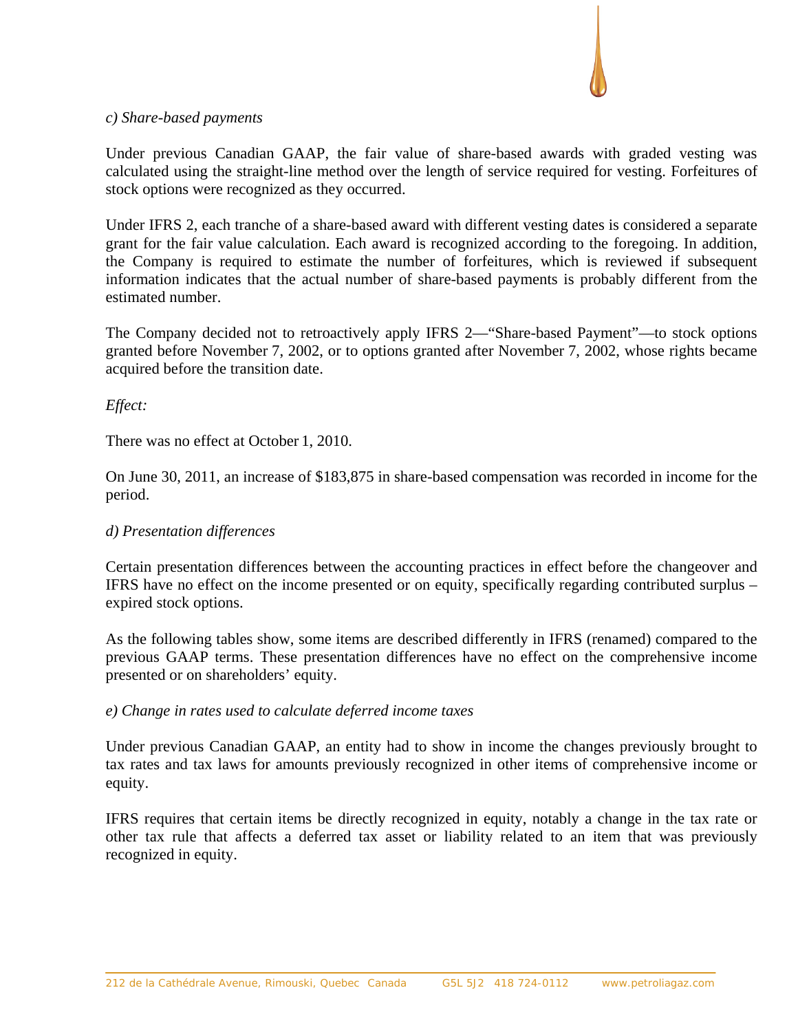*c) Share-based payments*

Under previous Canadian GAAP, the fair value of share-based awards with graded vesting was calculated using the straight-line method over the length of service required for vesting. Forfeitures of stock options were recognized as they occurred.

Under IFRS 2, each tranche of a share-based award with different vesting dates is considered a separate grant for the fair value calculation. Each award is recognized according to the foregoing. In addition, the Company is required to estimate the number of forfeitures, which is reviewed if subsequent information indicates that the actual number of share-based payments is probably different from the estimated number.

The Company decided not to retroactively apply IFRS 2—"Share-based Payment"—to stock options granted before November 7, 2002, or to options granted after November 7, 2002, whose rights became acquired before the transition date.

*Effect:*

There was no effect at October 1, 2010.

On June 30, 2011, an increase of $183,875 in share-based compensation was recorded in income for the period.

*d) Presentation differences*

Certain presentation differences between the accounting practices in effect before the changeover and IFRS have no effect on the income presented or on equity, specifically regarding contributed surplus – expired stock options.

As the following tables show, some items are described differently in IFRS (renamed) compared to the previous GAAP terms. These presentation differences have no effect on the comprehensive income presented or on shareholders' equity.

*e) Change in rates used to calculate deferred income taxes*

Under previous Canadian GAAP, an entity had to show in income the changes previously brought to tax rates and tax laws for amounts previously recognized in other items of comprehensive income or equity.

IFRS requires that certain items be directly recognized in equity, notably a change in the tax rate or other tax rule that affects a deferred tax asset or liability related to an item that was previously recognized in equity.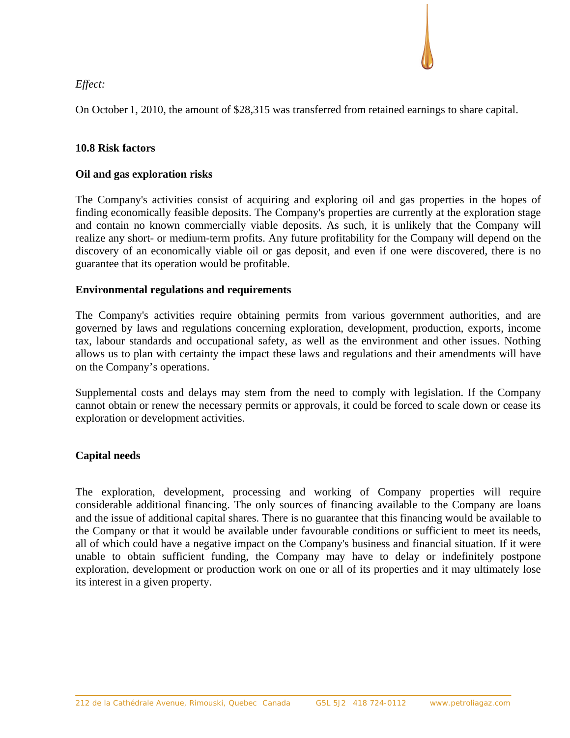*Effect:*

On October 1, 2010, the amount of $28,315 was transferred from retained earnings to share capital.

### 10.8 Risk factors

**Oil and gas exploration risks**

The Company's activities consist of acquiring and exploring oil and gas properties in the hopes of finding economically feasible deposits. The Company's properties are currently at the exploration stage and contain no known commercially viable deposits. As such, it is unlikely that the Company will realize any short- or medium-term profits. Any future profitability for the Company will depend on the discovery of an economically viable oil or gas deposit, and even if one were discovered, there is no guarantee that its operation would be profitable.

**Environmental regulations and requirements**

The Company's activities require obtaining permits from various government authorities, and are governed by laws and regulations concerning exploration, development, production, exports, income tax, labour standards and occupational safety, as well as the environment and other issues. Nothing allows us to plan with certainty the impact these laws and regulations and their amendments will have on the Company's operations.

Supplemental costs and delays may stem from the need to comply with legislation. If the Company cannot obtain or renew the necessary permits or approvals, it could be forced to scale down or cease its exploration or development activities.

**Capital needs**

The exploration, development, processing and working of Company properties will require considerable additional financing. The only sources of financing available to the Company are loans and the issue of additional capital shares. There is no guarantee that this financing would be available to the Company or that it would be available under favourable conditions or sufficient to meet its needs, all of which could have a negative impact on the Company's business and financial situation. If it were unable to obtain sufficient funding, the Company may have to delay or indefinitely postpone exploration, development or production work on one or all of its properties and it may ultimately lose its interest in a given property.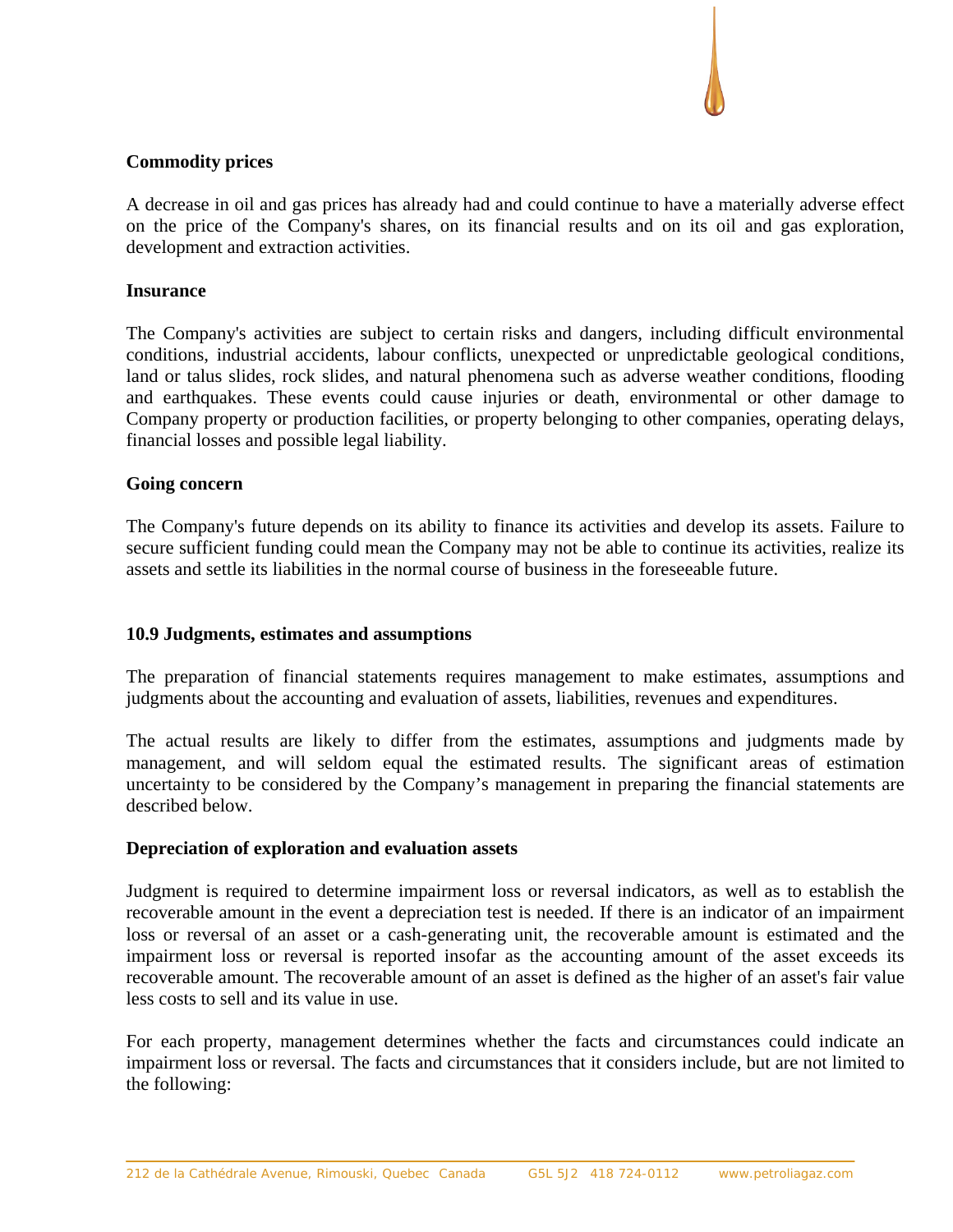**Commodity prices**

A decrease in oil and gas prices has already had and could continue to have a materially adverse effect on the price of the Company's shares, on its financial results and on its oil and gas exploration, development and extraction activities.

**Insurance**

The Company's activities are subject to certain risks and dangers, including difficult environmental conditions, industrial accidents, labour conflicts, unexpected or unpredictable geological conditions, land or talus slides, rock slides, and natural phenomena such as adverse weather conditions, flooding and earthquakes. These events could cause injuries or death, environmental or other damage to Company property or production facilities, or property belonging to other companies, operating delays, financial losses and possible legal liability.

**Going concern**

The Company's future depends on its ability to finance its activities and develop its assets. Failure to secure sufficient funding could mean the Company may not be able to continue its activities, realize its assets and settle its liabilities in the normal course of business in the foreseeable future.

## 10.9 Judgments, estimates and assumptions

The preparation of financial statements requires management to make estimates, assumptions and judgments about the accounting and evaluation of assets, liabilities, revenues and expenditures.

The actual results are likely to differ from the estimates, assumptions and judgments made by management, and will seldom equal the estimated results. The significant areas of estimation uncertainty to be considered by the Company's management in preparing the financial statements are described below.

**Depreciation of exploration and evaluation assets**

Judgment is required to determine impairment loss or reversal indicators, as well as to establish the recoverable amount in the event a depreciation test is needed. If there is an indicator of an impairment loss or reversal of an asset or a cash-generating unit, the recoverable amount is estimated and the impairment loss or reversal is reported insofar as the accounting amount of the asset exceeds its recoverable amount. The recoverable amount of an asset is defined as the higher of an asset's fair value less costs to sell and its value in use.

For each property, management determines whether the facts and circumstances could indicate an impairment loss or reversal. The facts and circumstances that it considers include, but are not limited to the following: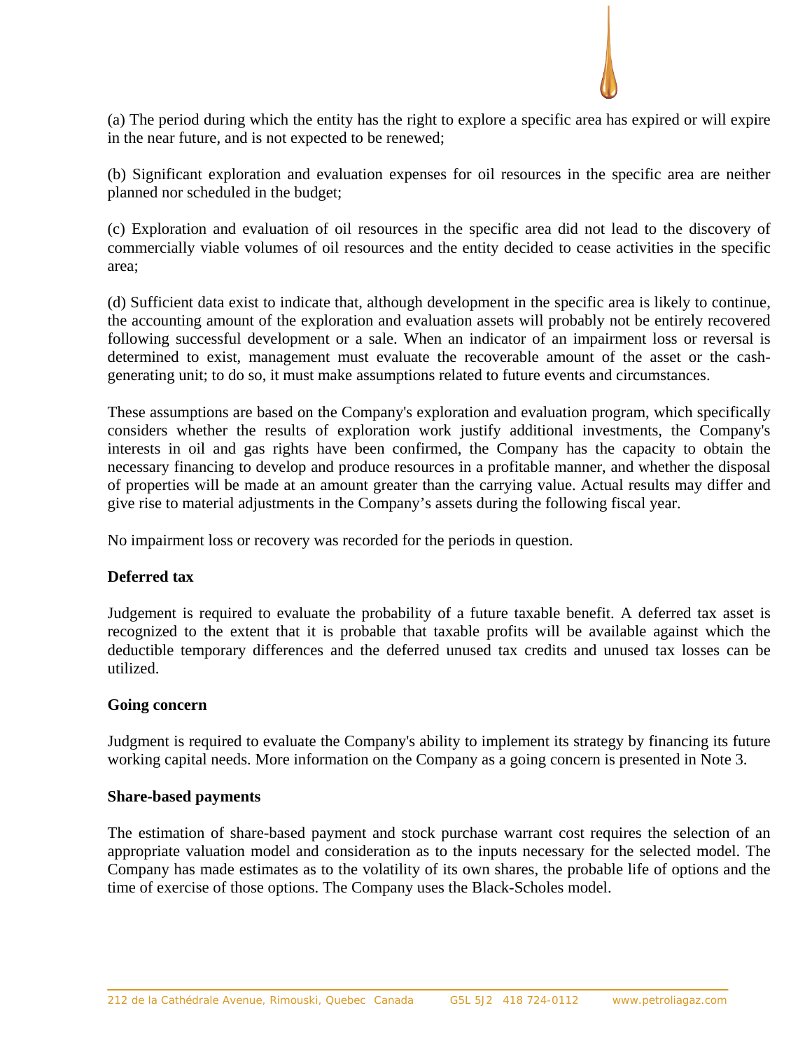(a) The period during which the entity has the right to explore a specific area has expired or will expire in the near future, and is not expected to be renewed;

(b) Significant exploration and evaluation expenses for oil resources in the specific area are neither planned nor scheduled in the budget;

(c) Exploration and evaluation of oil resources in the specific area did not lead to the discovery of commercially viable volumes of oil resources and the entity decided to cease activities in the specific area;

(d) Sufficient data exist to indicate that, although development in the specific area is likely to continue, the accounting amount of the exploration and evaluation assets will probably not be entirely recovered following successful development or a sale. When an indicator of an impairment loss or reversal is determined to exist, management must evaluate the recoverable amount of the asset or the cash-generating unit; to do so, it must make assumptions related to future events and circumstances.

These assumptions are based on the Company's exploration and evaluation program, which specifically considers whether the results of exploration work justify additional investments, the Company's interests in oil and gas rights have been confirmed, the Company has the capacity to obtain the necessary financing to develop and produce resources in a profitable manner, and whether the disposal of properties will be made at an amount greater than the carrying value. Actual results may differ and give rise to material adjustments in the Company's assets during the following fiscal year.

No impairment loss or recovery was recorded for the periods in question.

**Deferred tax**

Judgement is required to evaluate the probability of a future taxable benefit. A deferred tax asset is recognized to the extent that it is probable that taxable profits will be available against which the deductible temporary differences and the deferred unused tax credits and unused tax losses can be utilized.

**Going concern**

Judgment is required to evaluate the Company's ability to implement its strategy by financing its future working capital needs. More information on the Company as a going concern is presented in Note 3.

**Share-based payments**

The estimation of share-based payment and stock purchase warrant cost requires the selection of an appropriate valuation model and consideration as to the inputs necessary for the selected model. The Company has made estimates as to the volatility of its own shares, the probable life of options and the time of exercise of those options. The Company uses the Black-Scholes model.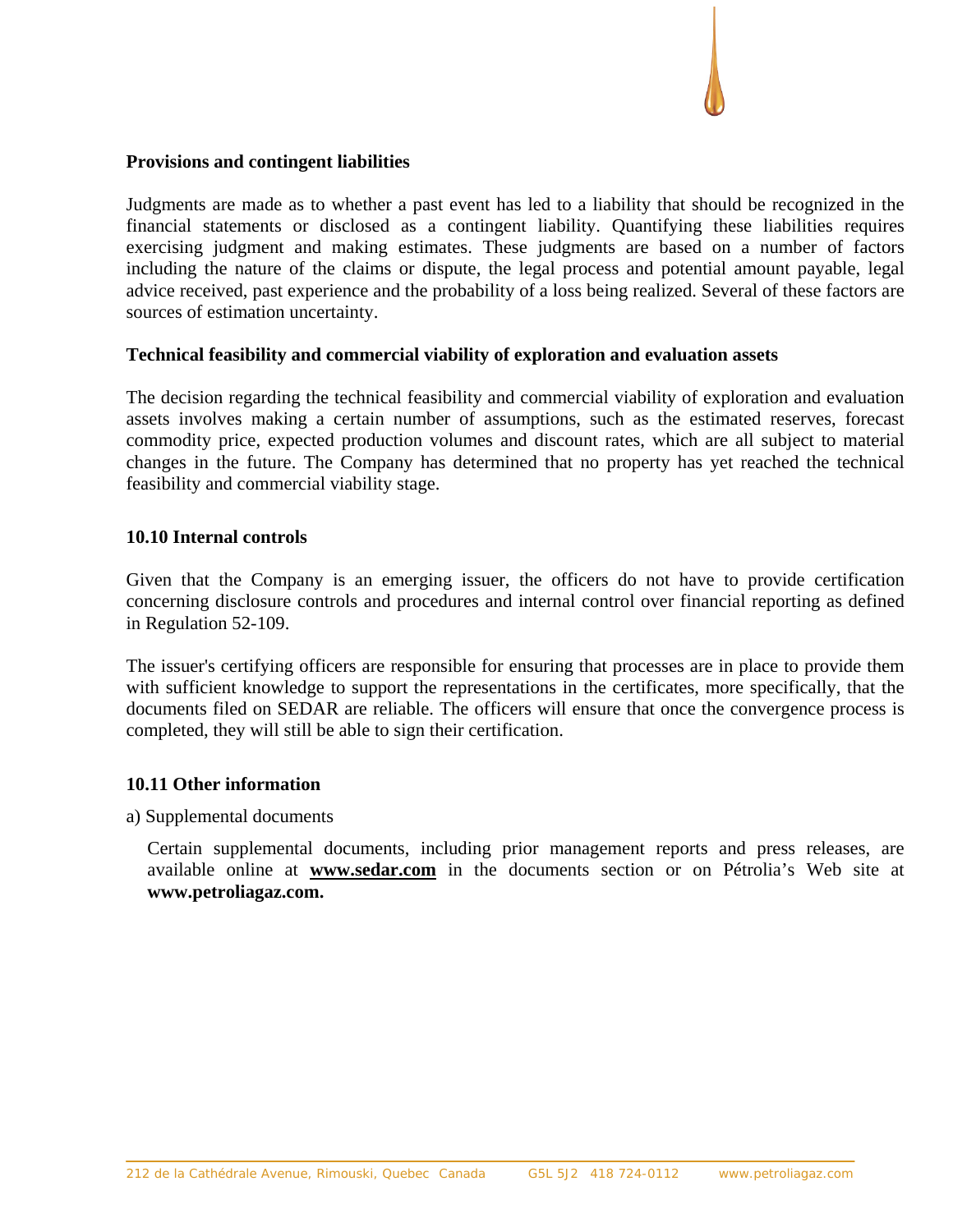**Provisions and contingent liabilities**

Judgments are made as to whether a past event has led to a liability that should be recognized in the financial statements or disclosed as a contingent liability. Quantifying these liabilities requires exercising judgment and making estimates. These judgments are based on a number of factors including the nature of the claims or dispute, the legal process and potential amount payable, legal advice received, past experience and the probability of a loss being realized. Several of these factors are sources of estimation uncertainty.

**Technical feasibility and commercial viability of exploration and evaluation assets**

The decision regarding the technical feasibility and commercial viability of exploration and evaluation assets involves making a certain number of assumptions, such as the estimated reserves, forecast commodity price, expected production volumes and discount rates, which are all subject to material changes in the future. The Company has determined that no property has yet reached the technical feasibility and commercial viability stage.

## 10.10 Internal controls

Given that the Company is an emerging issuer, the officers do not have to provide certification concerning disclosure controls and procedures and internal control over financial reporting as defined in Regulation 52-109.

The issuer's certifying officers are responsible for ensuring that processes are in place to provide them with sufficient knowledge to support the representations in the certificates, more specifically, that the documents filed on SEDAR are reliable. The officers will ensure that once the convergence process is completed, they will still be able to sign their certification.

## 10.11 Other information

a) Supplemental documents

Certain supplemental documents, including prior management reports and press releases, are available online at **www.sedar.com** in the documents section or on Pétrolia's Web site at **www.petroliagaz.com.**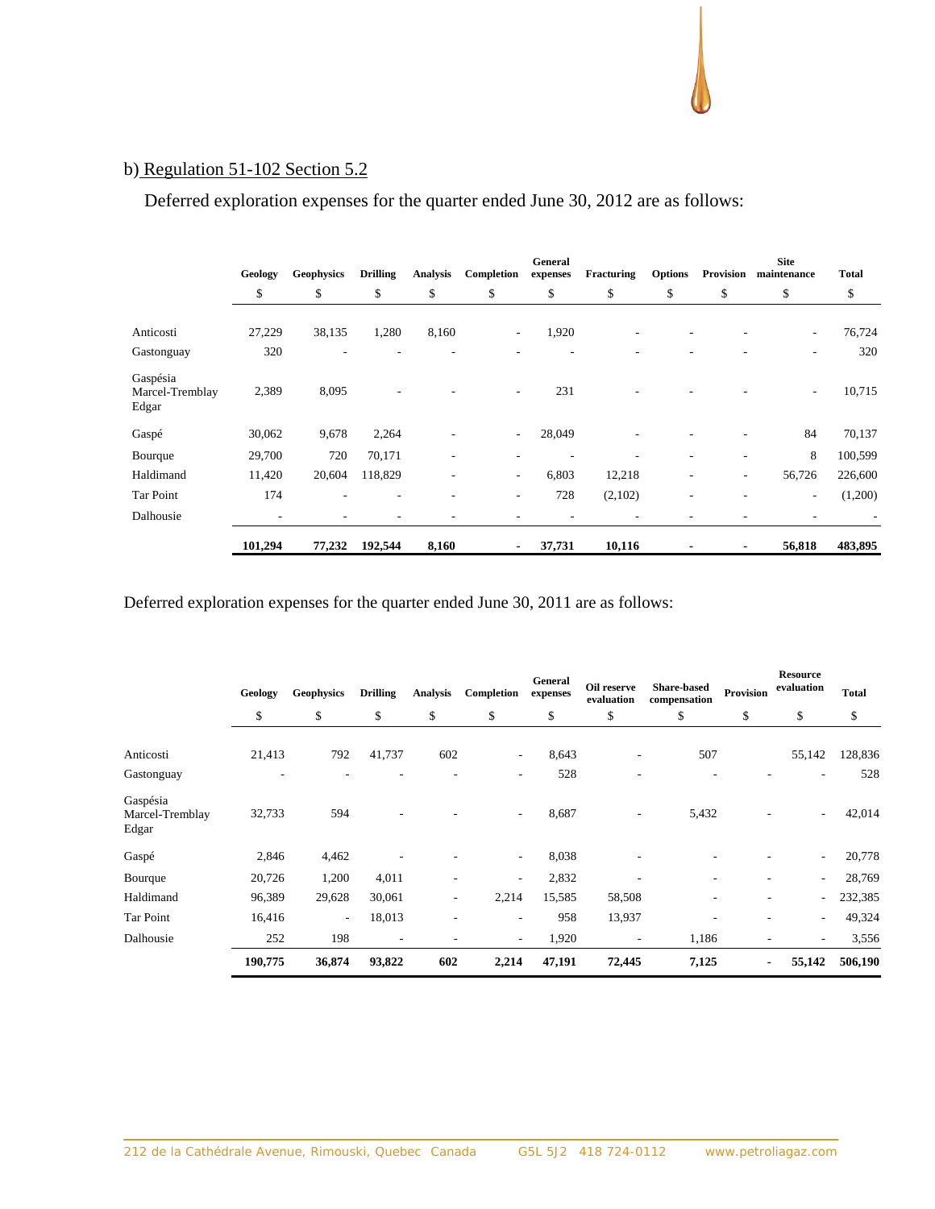b) Regulation 51-102 Section 5.2

Deferred exploration expenses for the quarter ended June 30, 2012 are as follows:

| | Geology | Geophysics | Drilling | Analysis | Completion | General expenses | Fracturing | Options | Provision | Site maintenance | Total |
|---|---|---|---|---|---|---|---|---|---|---|---|
| | $ | $ | $ | $ | $ | $ | $ | $ | $ | $ | $ |
| Anticosti | 27,229 | 38,135 | 1,280 | 8,160 | - | 1,920 | - | - | - | - | 76,724 |
| Gastonguay | 320 | - | - | - | - | - | - | - | - | - | 320 |
| Gaspésia Marcel-Tremblay Edgar | 2,389 | 8,095 | - | - | - | 231 | - | - | - | - | 10,715 |
| Gaspé | 30,062 | 9,678 | 2,264 | - | - | 28,049 | - | - | - | 84 | 70,137 |
| Bourque | 29,700 | 720 | 70,171 | - | - | - | - | - | - | 8 | 100,599 |
| Haldimand | 11,420 | 20,604 | 118,829 | - | - | 6,803 | 12,218 | - | - | 56,726 | 226,600 |
| Tar Point | 174 | - | - | - | - | 728 | (2,102) | - | - | - | (1,200) |
| Dalhousie | - | - | - | - | - | - | - | - | - | - | - |
| | **101,294** | **77,232** | **192,544** | **8,160** | **-** | **37,731** | **10,116** | **-** | **-** | **56,818** | **483,895** |

Deferred exploration expenses for the quarter ended June 30, 2011 are as follows:

| | Geology | Geophysics | Drilling | Analysis | Completion | General expenses | Oil reserve evaluation | Share-based compensation | Provision | Resource evaluation | Total |
|---|---|---|---|---|---|---|---|---|---|---|---|
| | $ | $ | $ | $ | $ | $ | $ | $ | $ | $ | $ |
| Anticosti | 21,413 | 792 | 41,737 | 602 | - | 8,643 | - | 507 | | 55,142 | 128,836 |
| Gastonguay | - | - | - | - | - | 528 | - | - | - | - | 528 |
| Gaspésia Marcel-Tremblay Edgar | 32,733 | 594 | - | - | - | 8,687 | - | 5,432 | - | - | 42,014 |
| Gaspé | 2,846 | 4,462 | - | - | - | 8,038 | - | - | - | - | 20,778 |
| Bourque | 20,726 | 1,200 | 4,011 | - | - | 2,832 | - | - | - | - | 28,769 |
| Haldimand | 96,389 | 29,628 | 30,061 | - | 2,214 | 15,585 | 58,508 | - | - | - | 232,385 |
| Tar Point | 16,416 | - | 18,013 | - | - | 958 | 13,937 | - | - | - | 49,324 |
| Dalhousie | 252 | 198 | - | - | - | 1,920 | - | 1,186 | - | - | 3,556 |
| | **190,775** | **36,874** | **93,822** | **602** | **2,214** | **47,191** | **72,445** | **7,125** | **-** | **55,142** | **506,190** |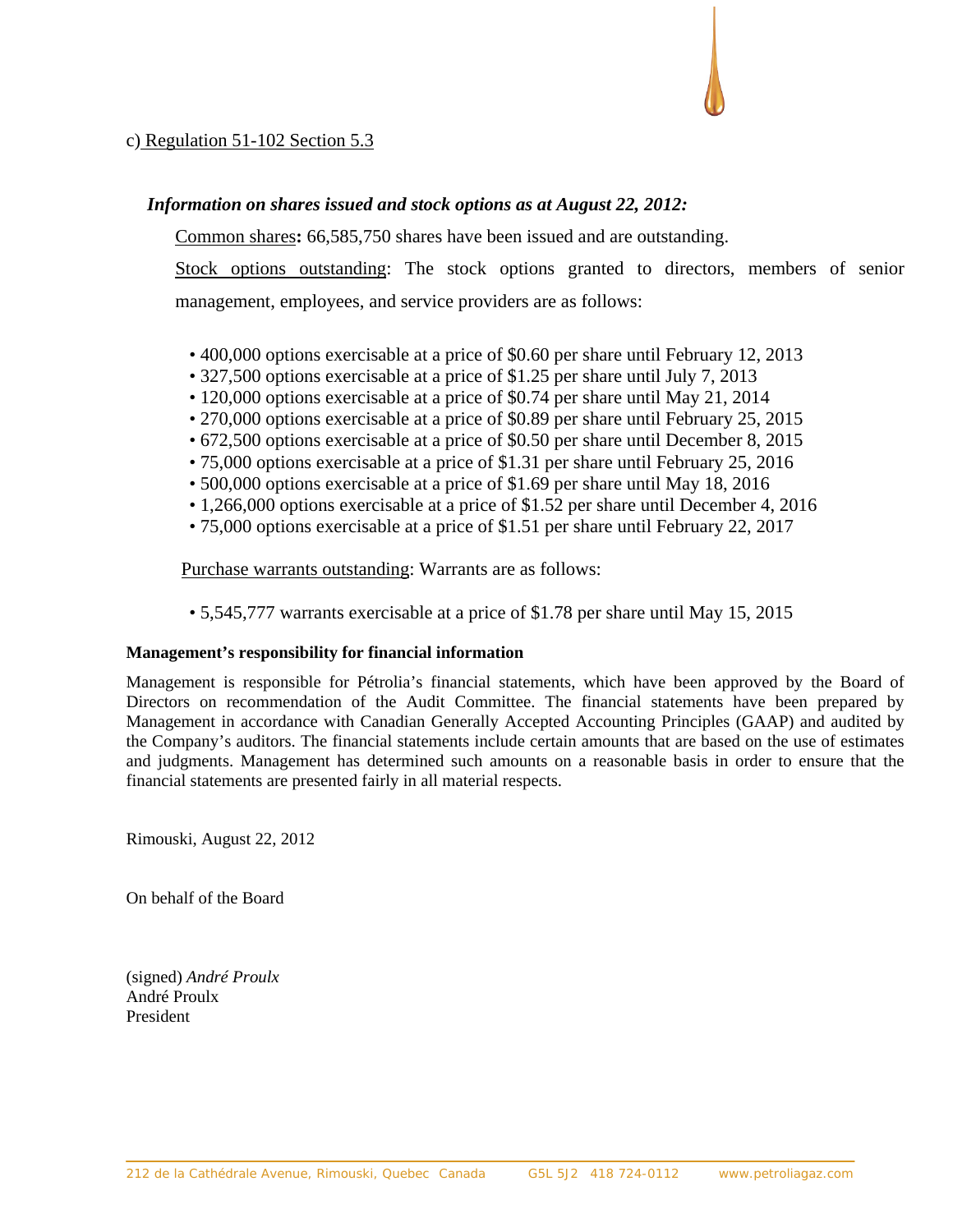c) Regulation 51-102 Section 5.3

***Information on shares issued and stock options as at August 22, 2012:***

Common shares**:** 66,585,750 shares have been issued and are outstanding.

Stock options outstanding: The stock options granted to directors, members of senior management, employees, and service providers are as follows:

- 400,000 options exercisable at a price of $0.60 per share until February 12, 2013
- 327,500 options exercisable at a price of $1.25 per share until July 7, 2013
- 120,000 options exercisable at a price of $0.74 per share until May 21, 2014
- 270,000 options exercisable at a price of $0.89 per share until February 25, 2015
- 672,500 options exercisable at a price of $0.50 per share until December 8, 2015
- 75,000 options exercisable at a price of $1.31 per share until February 25, 2016
- 500,000 options exercisable at a price of $1.69 per share until May 18, 2016
- 1,266,000 options exercisable at a price of $1.52 per share until December 4, 2016
- 75,000 options exercisable at a price of $1.51 per share until February 22, 2017

Purchase warrants outstanding: Warrants are as follows:

- 5,545,777 warrants exercisable at a price of $1.78 per share until May 15, 2015

**Management's responsibility for financial information**

Management is responsible for Pétrolia's financial statements, which have been approved by the Board of Directors on recommendation of the Audit Committee. The financial statements have been prepared by Management in accordance with Canadian Generally Accepted Accounting Principles (GAAP) and audited by the Company's auditors. The financial statements include certain amounts that are based on the use of estimates and judgments. Management has determined such amounts on a reasonable basis in order to ensure that the financial statements are presented fairly in all material respects.

Rimouski, August 22, 2012

On behalf of the Board

(signed) *André Proulx*
André Proulx
President

212 de la Cathédrale Avenue, Rimouski, Quebec Canada G5L 5J2 418 724-0112 www.petroliagaz.com